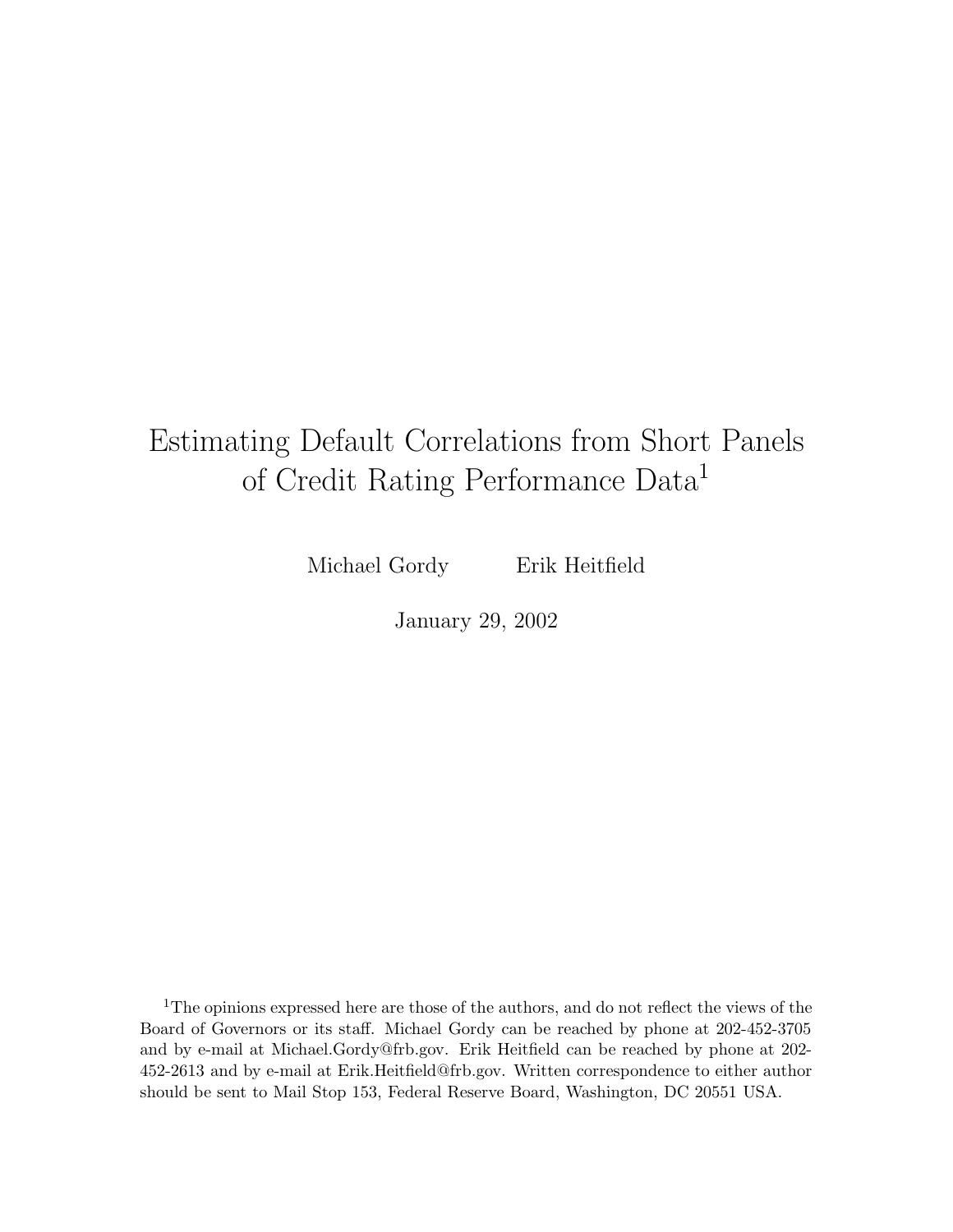# Estimating Default Correlations from Short Panels of Credit Rating Performance Data[1]

Michael Gordy Erik Heitfield

January 29, 2002

[1]The opinions expressed here are those of the authors, and do not reflect the views of the Board of Governors or its staff. Michael Gordy can be reached by phone at 202-452-3705 and by e-mail at Michael.Gordy@frb.gov. Erik Heitfield can be reached by phone at 202-452-2613 and by e-mail at Erik.Heitfield@frb.gov. Written correspondence to either author should be sent to Mail Stop 153, Federal Reserve Board, Washington, DC 20551 USA.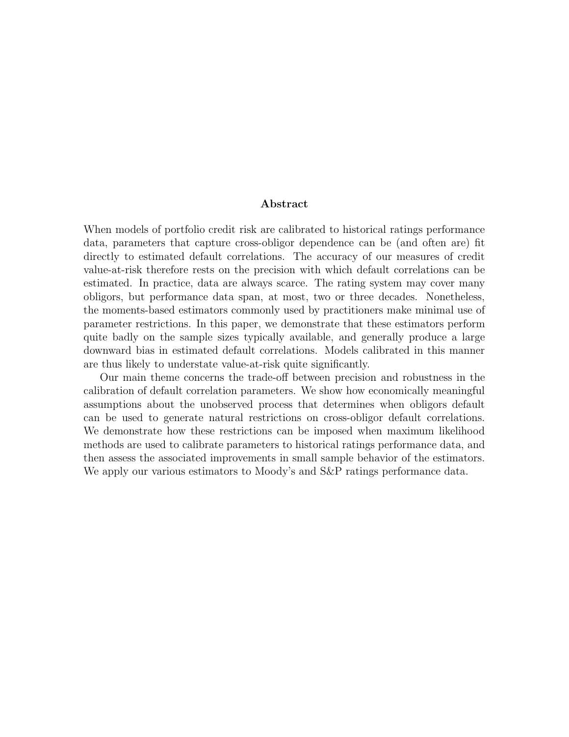## Abstract

When models of portfolio credit risk are calibrated to historical ratings performance data, parameters that capture cross-obligor dependence can be (and often are) fit directly to estimated default correlations. The accuracy of our measures of credit value-at-risk therefore rests on the precision with which default correlations can be estimated. In practice, data are always scarce. The rating system may cover many obligors, but performance data span, at most, two or three decades. Nonetheless, the moments-based estimators commonly used by practitioners make minimal use of parameter restrictions. In this paper, we demonstrate that these estimators perform quite badly on the sample sizes typically available, and generally produce a large downward bias in estimated default correlations. Models calibrated in this manner are thus likely to understate value-at-risk quite significantly.

Our main theme concerns the trade-off between precision and robustness in the calibration of default correlation parameters. We show how economically meaningful assumptions about the unobserved process that determines when obligors default can be used to generate natural restrictions on cross-obligor default correlations. We demonstrate how these restrictions can be imposed when maximum likelihood methods are used to calibrate parameters to historical ratings performance data, and then assess the associated improvements in small sample behavior of the estimators. We apply our various estimators to Moody's and S&P ratings performance data.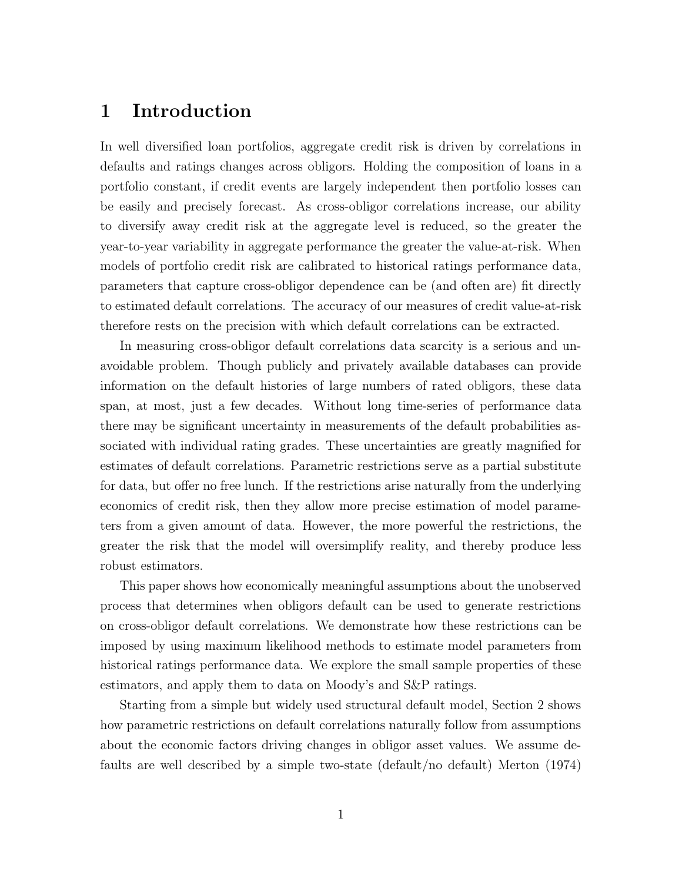# 1 Introduction

In well diversified loan portfolios, aggregate credit risk is driven by correlations in defaults and ratings changes across obligors. Holding the composition of loans in a portfolio constant, if credit events are largely independent then portfolio losses can be easily and precisely forecast. As cross-obligor correlations increase, our ability to diversify away credit risk at the aggregate level is reduced, so the greater the year-to-year variability in aggregate performance the greater the value-at-risk. When models of portfolio credit risk are calibrated to historical ratings performance data, parameters that capture cross-obligor dependence can be (and often are) fit directly to estimated default correlations. The accuracy of our measures of credit value-at-risk therefore rests on the precision with which default correlations can be extracted.

In measuring cross-obligor default correlations data scarcity is a serious and unavoidable problem. Though publicly and privately available databases can provide information on the default histories of large numbers of rated obligors, these data span, at most, just a few decades. Without long time-series of performance data there may be significant uncertainty in measurements of the default probabilities associated with individual rating grades. These uncertainties are greatly magnified for estimates of default correlations. Parametric restrictions serve as a partial substitute for data, but offer no free lunch. If the restrictions arise naturally from the underlying economics of credit risk, then they allow more precise estimation of model parameters from a given amount of data. However, the more powerful the restrictions, the greater the risk that the model will oversimplify reality, and thereby produce less robust estimators.

This paper shows how economically meaningful assumptions about the unobserved process that determines when obligors default can be used to generate restrictions on cross-obligor default correlations. We demonstrate how these restrictions can be imposed by using maximum likelihood methods to estimate model parameters from historical ratings performance data. We explore the small sample properties of these estimators, and apply them to data on Moody's and S&P ratings.

Starting from a simple but widely used structural default model, Section 2 shows how parametric restrictions on default correlations naturally follow from assumptions about the economic factors driving changes in obligor asset values. We assume defaults are well described by a simple two-state (default/no default) Merton (1974)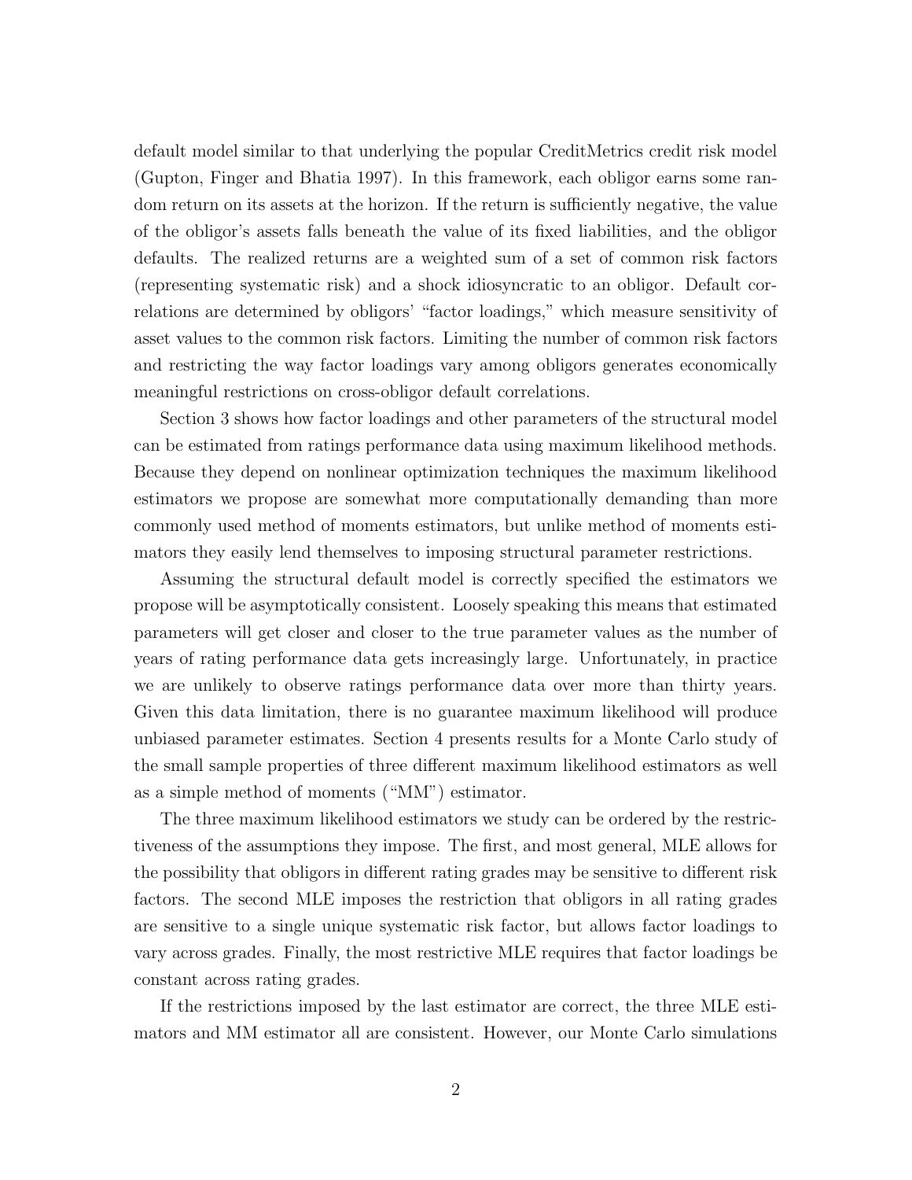default model similar to that underlying the popular CreditMetrics credit risk model (Gupton, Finger and Bhatia 1997). In this framework, each obligor earns some random return on its assets at the horizon. If the return is sufficiently negative, the value of the obligor's assets falls beneath the value of its fixed liabilities, and the obligor defaults. The realized returns are a weighted sum of a set of common risk factors (representing systematic risk) and a shock idiosyncratic to an obligor. Default correlations are determined by obligors' "factor loadings," which measure sensitivity of asset values to the common risk factors. Limiting the number of common risk factors and restricting the way factor loadings vary among obligors generates economically meaningful restrictions on cross-obligor default correlations.

Section 3 shows how factor loadings and other parameters of the structural model can be estimated from ratings performance data using maximum likelihood methods. Because they depend on nonlinear optimization techniques the maximum likelihood estimators we propose are somewhat more computationally demanding than more commonly used method of moments estimators, but unlike method of moments estimators they easily lend themselves to imposing structural parameter restrictions.

Assuming the structural default model is correctly specified the estimators we propose will be asymptotically consistent. Loosely speaking this means that estimated parameters will get closer and closer to the true parameter values as the number of years of rating performance data gets increasingly large. Unfortunately, in practice we are unlikely to observe ratings performance data over more than thirty years. Given this data limitation, there is no guarantee maximum likelihood will produce unbiased parameter estimates. Section 4 presents results for a Monte Carlo study of the small sample properties of three different maximum likelihood estimators as well as a simple method of moments ("MM") estimator.

The three maximum likelihood estimators we study can be ordered by the restrictiveness of the assumptions they impose. The first, and most general, MLE allows for the possibility that obligors in different rating grades may be sensitive to different risk factors. The second MLE imposes the restriction that obligors in all rating grades are sensitive to a single unique systematic risk factor, but allows factor loadings to vary across grades. Finally, the most restrictive MLE requires that factor loadings be constant across rating grades.

If the restrictions imposed by the last estimator are correct, the three MLE estimators and MM estimator all are consistent. However, our Monte Carlo simulations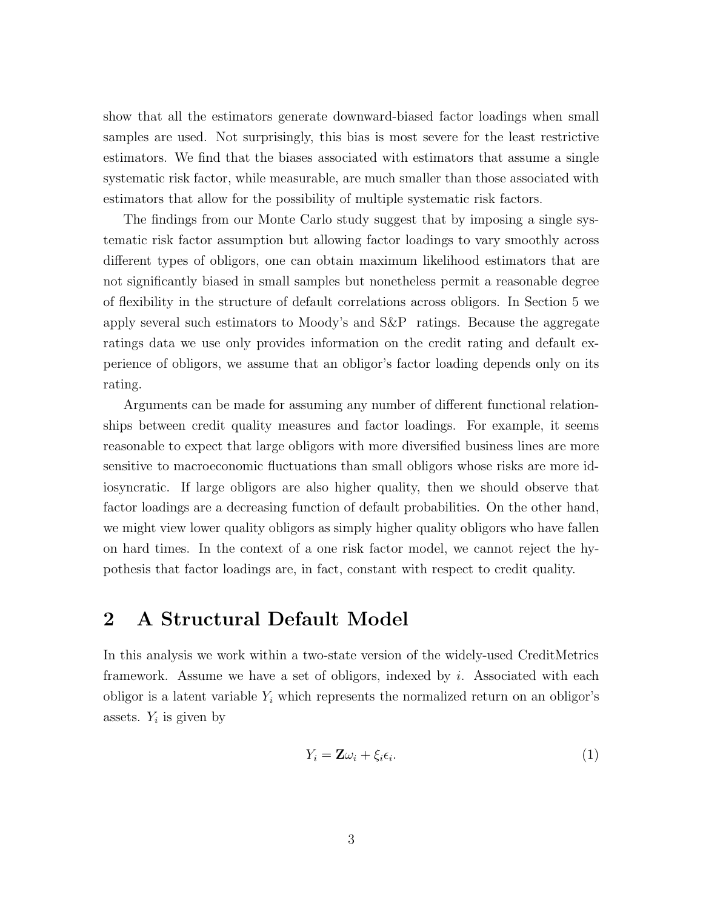show that all the estimators generate downward-biased factor loadings when small samples are used. Not surprisingly, this bias is most severe for the least restrictive estimators. We find that the biases associated with estimators that assume a single systematic risk factor, while measurable, are much smaller than those associated with estimators that allow for the possibility of multiple systematic risk factors.

The findings from our Monte Carlo study suggest that by imposing a single systematic risk factor assumption but allowing factor loadings to vary smoothly across different types of obligors, one can obtain maximum likelihood estimators that are not significantly biased in small samples but nonetheless permit a reasonable degree of flexibility in the structure of default correlations across obligors. In Section 5 we apply several such estimators to Moody's and S&P ratings. Because the aggregate ratings data we use only provides information on the credit rating and default experience of obligors, we assume that an obligor's factor loading depends only on its rating.

Arguments can be made for assuming any number of different functional relationships between credit quality measures and factor loadings. For example, it seems reasonable to expect that large obligors with more diversified business lines are more sensitive to macroeconomic fluctuations than small obligors whose risks are more idiosyncratic. If large obligors are also higher quality, then we should observe that factor loadings are a decreasing function of default probabilities. On the other hand, we might view lower quality obligors as simply higher quality obligors who have fallen on hard times. In the context of a one risk factor model, we cannot reject the hypothesis that factor loadings are, in fact, constant with respect to credit quality.

## 2 A Structural Default Model

In this analysis we work within a two-state version of the widely-used CreditMetrics framework. Assume we have a set of obligors, indexed by $i$. Associated with each obligor is a latent variable $Y_i$ which represents the normalized return on an obligor's assets. $Y_i$ is given by

$$Y_i = \mathbf{Z}\omega_i + \xi_i \epsilon_i. \tag{1}$$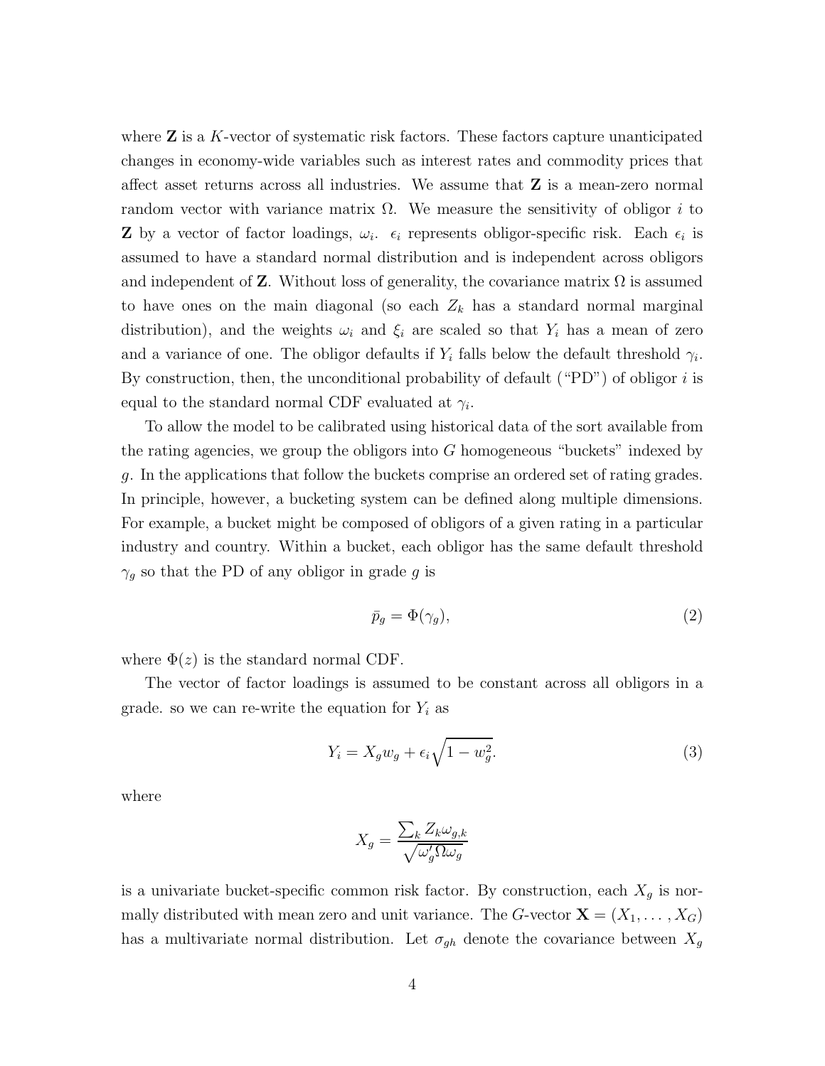where $\mathbf{Z}$ is a $K$-vector of systematic risk factors. These factors capture unanticipated changes in economy-wide variables such as interest rates and commodity prices that affect asset returns across all industries. We assume that $\mathbf{Z}$ is a mean-zero normal random vector with variance matrix $\Omega$. We measure the sensitivity of obligor $i$ to $\mathbf{Z}$ by a vector of factor loadings, $\omega_i$. $\epsilon_i$ represents obligor-specific risk. Each $\epsilon_i$ is assumed to have a standard normal distribution and is independent across obligors and independent of $\mathbf{Z}$. Without loss of generality, the covariance matrix $\Omega$ is assumed to have ones on the main diagonal (so each $Z_k$ has a standard normal marginal distribution), and the weights $\omega_i$ and $\xi_i$ are scaled so that $Y_i$ has a mean of zero and a variance of one. The obligor defaults if $Y_i$ falls below the default threshold $\gamma_i$. By construction, then, the unconditional probability of default ("PD") of obligor $i$ is equal to the standard normal CDF evaluated at $\gamma_i$.

To allow the model to be calibrated using historical data of the sort available from the rating agencies, we group the obligors into $G$ homogeneous "buckets" indexed by $g$. In the applications that follow the buckets comprise an ordered set of rating grades. In principle, however, a bucketing system can be defined along multiple dimensions. For example, a bucket might be composed of obligors of a given rating in a particular industry and country. Within a bucket, each obligor has the same default threshold $\gamma_g$ so that the PD of any obligor in grade $g$ is

$$\bar{p}_g = \Phi(\gamma_g), \tag{2}$$

where $\Phi(z)$ is the standard normal CDF.

The vector of factor loadings is assumed to be constant across all obligors in a grade. so we can re-write the equation for $Y_i$ as

$$Y_i = X_g w_g + \epsilon_i \sqrt{1 - w_g^2}. \tag{3}$$

where

$$X_g = \frac{\sum_k Z_k \omega_{g,k}}{\sqrt{\omega_g' \Omega \omega_g}}$$

is a univariate bucket-specific common risk factor. By construction, each $X_g$ is normally distributed with mean zero and unit variance. The $G$-vector $\mathbf{X} = (X_1, \ldots, X_G)$ has a multivariate normal distribution. Let $\sigma_{gh}$ denote the covariance between $X_g$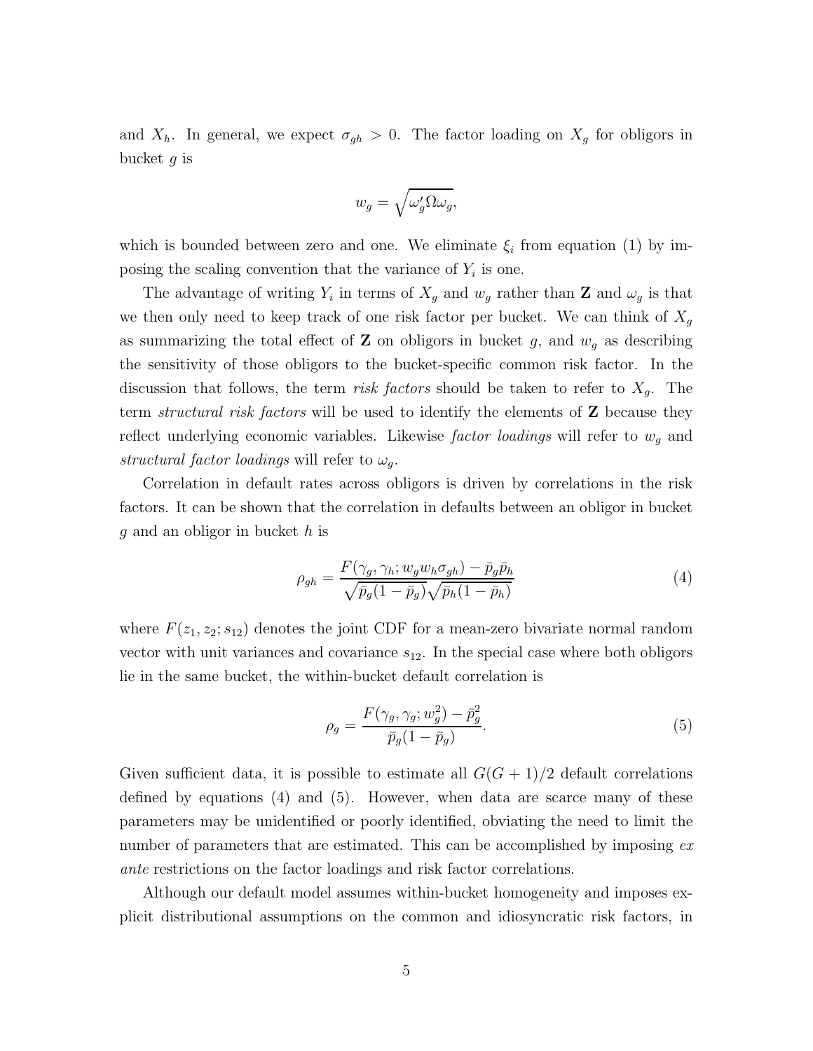and $X_h$. In general, we expect $\sigma_{gh} > 0$. The factor loading on $X_g$ for obligors in bucket $g$ is

$$w_g = \sqrt{\omega_g' \Omega \omega_g},$$

which is bounded between zero and one. We eliminate $\xi_i$ from equation (1) by imposing the scaling convention that the variance of $Y_i$ is one.

The advantage of writing $Y_i$ in terms of $X_g$ and $w_g$ rather than $\mathbf{Z}$ and $\omega_g$ is that we then only need to keep track of one risk factor per bucket. We can think of $X_g$ as summarizing the total effect of $\mathbf{Z}$ on obligors in bucket $g$, and $w_g$ as describing the sensitivity of those obligors to the bucket-specific common risk factor. In the discussion that follows, the term *risk factors* should be taken to refer to $X_g$. The term *structural risk factors* will be used to identify the elements of $\mathbf{Z}$ because they reflect underlying economic variables. Likewise *factor loadings* will refer to $w_g$ and *structural factor loadings* will refer to $\omega_g$.

Correlation in default rates across obligors is driven by correlations in the risk factors. It can be shown that the correlation in defaults between an obligor in bucket $g$ and an obligor in bucket $h$ is

$$\rho_{gh} = \frac{F(\gamma_g, \gamma_h; w_g w_h \sigma_{gh}) - \bar{p}_g \bar{p}_h}{\sqrt{\bar{p}_g(1-\bar{p}_g)}\sqrt{\bar{p}_h(1-\bar{p}_h)}} \tag{4}$$

where $F(z_1, z_2; s_{12})$ denotes the joint CDF for a mean-zero bivariate normal random vector with unit variances and covariance $s_{12}$. In the special case where both obligors lie in the same bucket, the within-bucket default correlation is

$$\rho_g = \frac{F(\gamma_g, \gamma_g; w_g^2) - \bar{p}_g^2}{\bar{p}_g(1-\bar{p}_g)}. \tag{5}$$

Given sufficient data, it is possible to estimate all $G(G+1)/2$ default correlations defined by equations (4) and (5). However, when data are scarce many of these parameters may be unidentified or poorly identified, obviating the need to limit the number of parameters that are estimated. This can be accomplished by imposing *ex ante* restrictions on the factor loadings and risk factor correlations.

Although our default model assumes within-bucket homogeneity and imposes explicit distributional assumptions on the common and idiosyncratic risk factors, in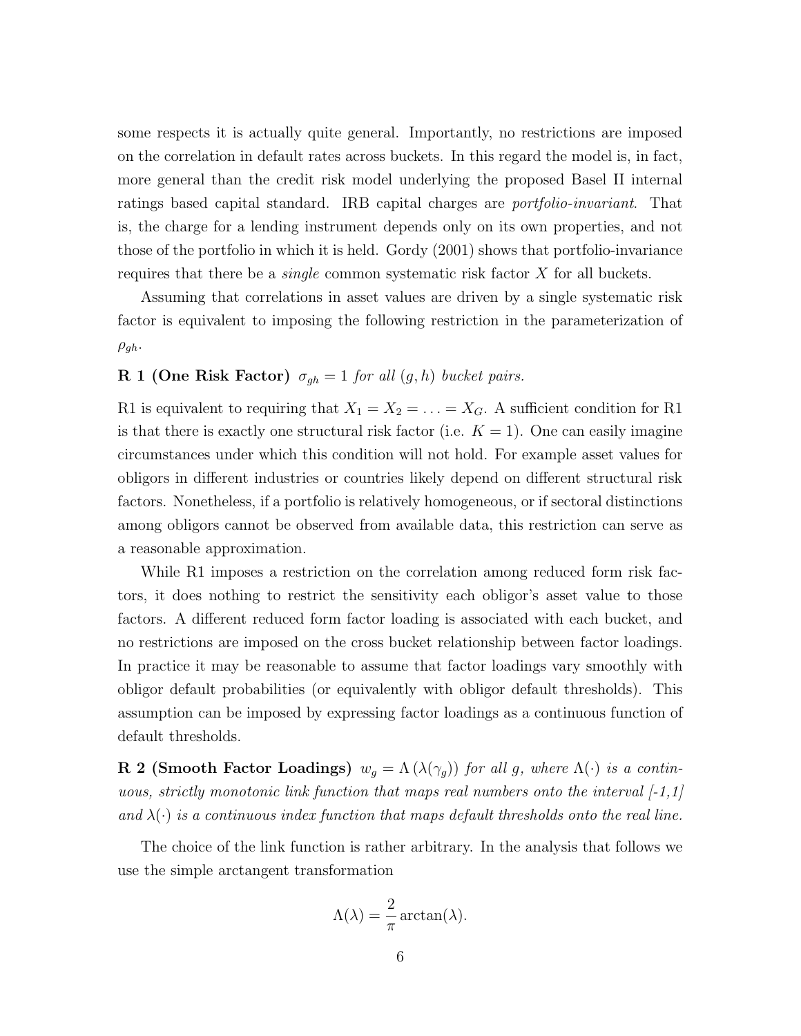some respects it is actually quite general. Importantly, no restrictions are imposed on the correlation in default rates across buckets. In this regard the model is, in fact, more general than the credit risk model underlying the proposed Basel II internal ratings based capital standard. IRB capital charges are *portfolio-invariant*. That is, the charge for a lending instrument depends only on its own properties, and not those of the portfolio in which it is held. Gordy (2001) shows that portfolio-invariance requires that there be a *single* common systematic risk factor $X$ for all buckets.

Assuming that correlations in asset values are driven by a single systematic risk factor is equivalent to imposing the following restriction in the parameterization of $\rho_{gh}$.

**R 1 (One Risk Factor)** *$\sigma_{gh} = 1$ for all $(g, h)$ bucket pairs.*

R1 is equivalent to requiring that $X_1 = X_2 = \ldots = X_G$. A sufficient condition for R1 is that there is exactly one structural risk factor (i.e. $K = 1$). One can easily imagine circumstances under which this condition will not hold. For example asset values for obligors in different industries or countries likely depend on different structural risk factors. Nonetheless, if a portfolio is relatively homogeneous, or if sectoral distinctions among obligors cannot be observed from available data, this restriction can serve as a reasonable approximation.

While R1 imposes a restriction on the correlation among reduced form risk factors, it does nothing to restrict the sensitivity each obligor's asset value to those factors. A different reduced form factor loading is associated with each bucket, and no restrictions are imposed on the cross bucket relationship between factor loadings. In practice it may be reasonable to assume that factor loadings vary smoothly with obligor default probabilities (or equivalently with obligor default thresholds). This assumption can be imposed by expressing factor loadings as a continuous function of default thresholds.

**R 2 (Smooth Factor Loadings)** *$w_g = \Lambda\left(\lambda(\gamma_g)\right)$ for all $g$, where $\Lambda(\cdot)$ is a continuous, strictly monotonic link function that maps real numbers onto the interval [-1,1] and $\lambda(\cdot)$ is a continuous index function that maps default thresholds onto the real line.*

The choice of the link function is rather arbitrary. In the analysis that follows we use the simple arctangent transformation

$$\Lambda(\lambda) = \frac{2}{\pi}\arctan(\lambda).$$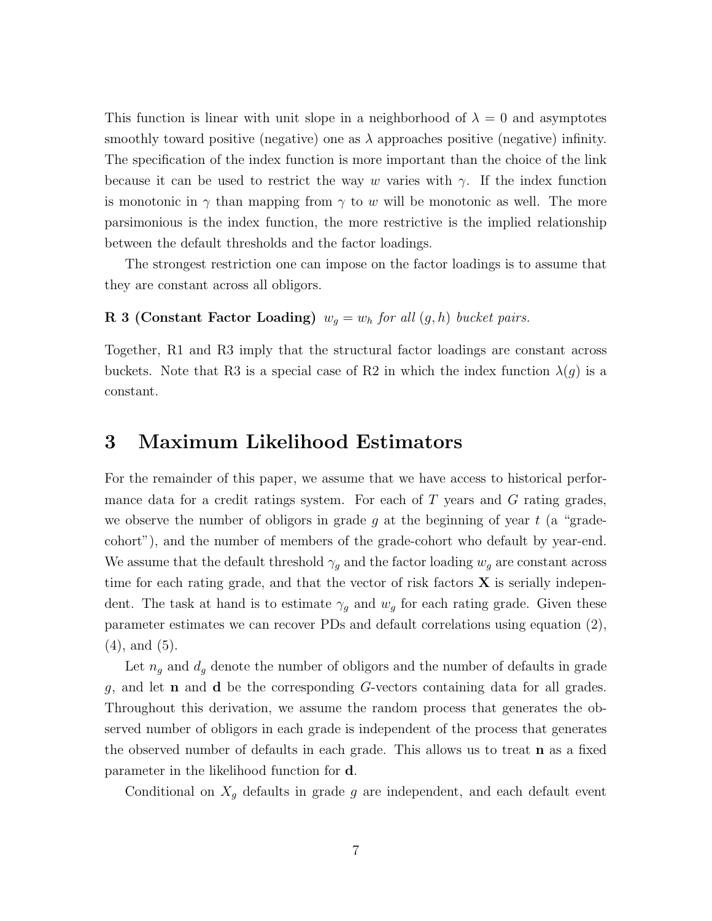This function is linear with unit slope in a neighborhood of $\lambda = 0$ and asymptotes smoothly toward positive (negative) one as $\lambda$ approaches positive (negative) infinity. The specification of the index function is more important than the choice of the link because it can be used to restrict the way $w$ varies with $\gamma$. If the index function is monotonic in $\gamma$ than mapping from $\gamma$ to $w$ will be monotonic as well. The more parsimonious is the index function, the more restrictive is the implied relationship between the default thresholds and the factor loadings.

The strongest restriction one can impose on the factor loadings is to assume that they are constant across all obligors.

**R 3 (Constant Factor Loading)** *$w_g = w_h$ for all $(g, h)$ bucket pairs.*

Together, R1 and R3 imply that the structural factor loadings are constant across buckets. Note that R3 is a special case of R2 in which the index function $\lambda(g)$ is a constant.

# 3 Maximum Likelihood Estimators

For the remainder of this paper, we assume that we have access to historical performance data for a credit ratings system. For each of $T$ years and $G$ rating grades, we observe the number of obligors in grade $g$ at the beginning of year $t$ (a "grade-cohort"), and the number of members of the grade-cohort who default by year-end. We assume that the default threshold $\gamma_g$ and the factor loading $w_g$ are constant across time for each rating grade, and that the vector of risk factors $\mathbf{X}$ is serially independent. The task at hand is to estimate $\gamma_g$ and $w_g$ for each rating grade. Given these parameter estimates we can recover PDs and default correlations using equation (2), (4), and (5).

Let $n_g$ and $d_g$ denote the number of obligors and the number of defaults in grade $g$, and let $\mathbf{n}$ and $\mathbf{d}$ be the corresponding $G$-vectors containing data for all grades. Throughout this derivation, we assume the random process that generates the observed number of obligors in each grade is independent of the process that generates the observed number of defaults in each grade. This allows us to treat $\mathbf{n}$ as a fixed parameter in the likelihood function for $\mathbf{d}$.

Conditional on $X_g$ defaults in grade $g$ are independent, and each default event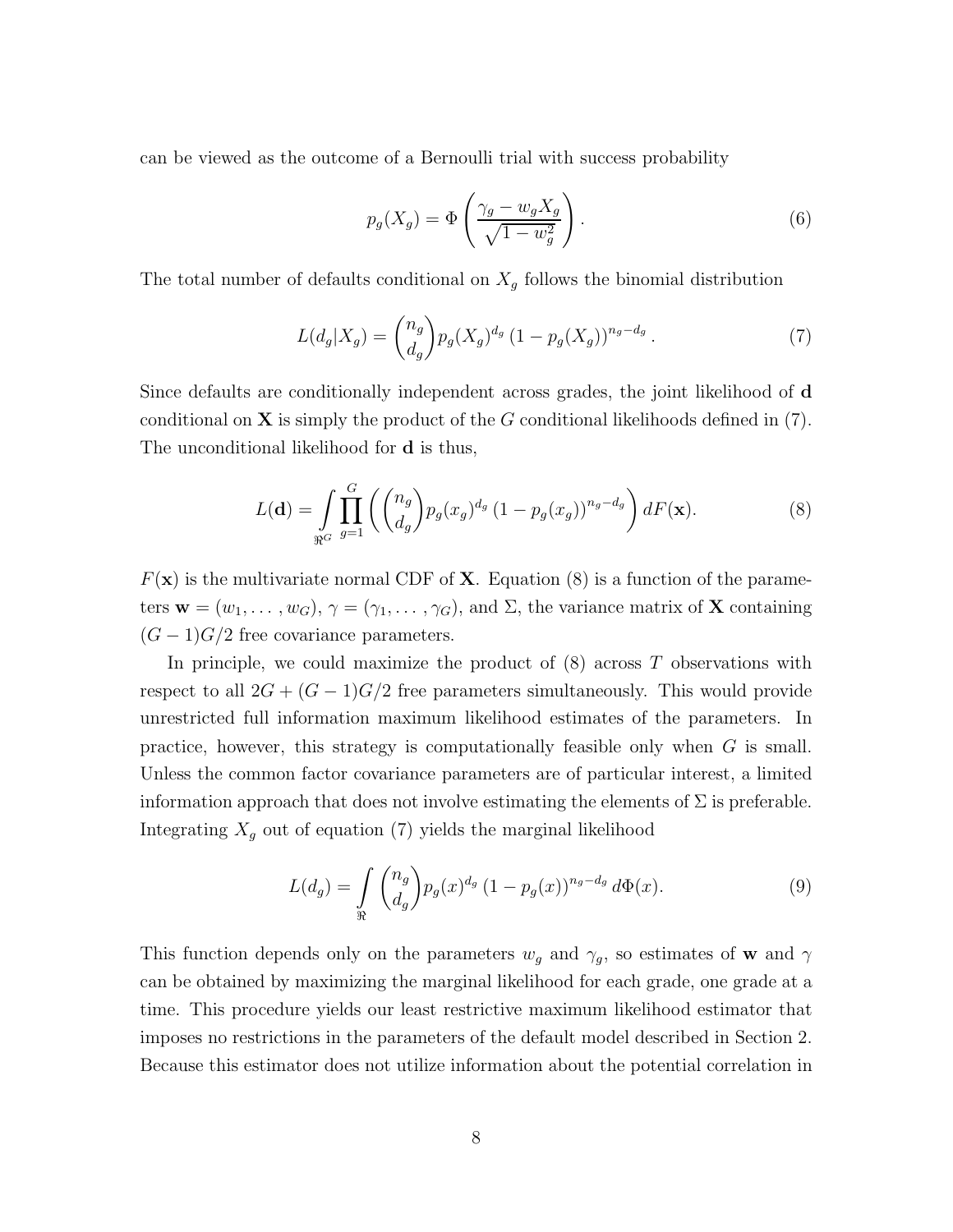can be viewed as the outcome of a Bernoulli trial with success probability

$$p_g(X_g) = \Phi\left(\frac{\gamma_g - w_g X_g}{\sqrt{1 - w_g^2}}\right). \tag{6}$$

The total number of defaults conditional on $X_g$ follows the binomial distribution

$$L(d_g|X_g) = \binom{n_g}{d_g} p_g(X_g)^{d_g} \left(1 - p_g(X_g)\right)^{n_g - d_g}. \tag{7}$$

Since defaults are conditionally independent across grades, the joint likelihood of $\mathbf{d}$ conditional on $\mathbf{X}$ is simply the product of the $G$ conditional likelihoods defined in (7). The unconditional likelihood for $\mathbf{d}$ is thus,

$$L(\mathbf{d}) = \int_{\Re^G} \prod_{g=1}^{G} \left( \binom{n_g}{d_g} p_g(x_g)^{d_g} \left(1 - p_g(x_g)\right)^{n_g - d_g} \right) dF(\mathbf{x}). \tag{8}$$

$F(\mathbf{x})$ is the multivariate normal CDF of $\mathbf{X}$. Equation (8) is a function of the parameters $\mathbf{w} = (w_1, \ldots, w_G)$, $\gamma = (\gamma_1, \ldots, \gamma_G)$, and $\Sigma$, the variance matrix of $\mathbf{X}$ containing $(G-1)G/2$ free covariance parameters.

In principle, we could maximize the product of (8) across $T$ observations with respect to all $2G + (G-1)G/2$ free parameters simultaneously. This would provide unrestricted full information maximum likelihood estimates of the parameters. In practice, however, this strategy is computationally feasible only when $G$ is small. Unless the common factor covariance parameters are of particular interest, a limited information approach that does not involve estimating the elements of $\Sigma$ is preferable. Integrating $X_g$ out of equation (7) yields the marginal likelihood

$$L(d_g) = \int_{\Re} \binom{n_g}{d_g} p_g(x)^{d_g} \left(1 - p_g(x)\right)^{n_g - d_g} d\Phi(x). \tag{9}$$

This function depends only on the parameters $w_g$ and $\gamma_g$, so estimates of $\mathbf{w}$ and $\gamma$ can be obtained by maximizing the marginal likelihood for each grade, one grade at a time. This procedure yields our least restrictive maximum likelihood estimator that imposes no restrictions in the parameters of the default model described in Section 2. Because this estimator does not utilize information about the potential correlation in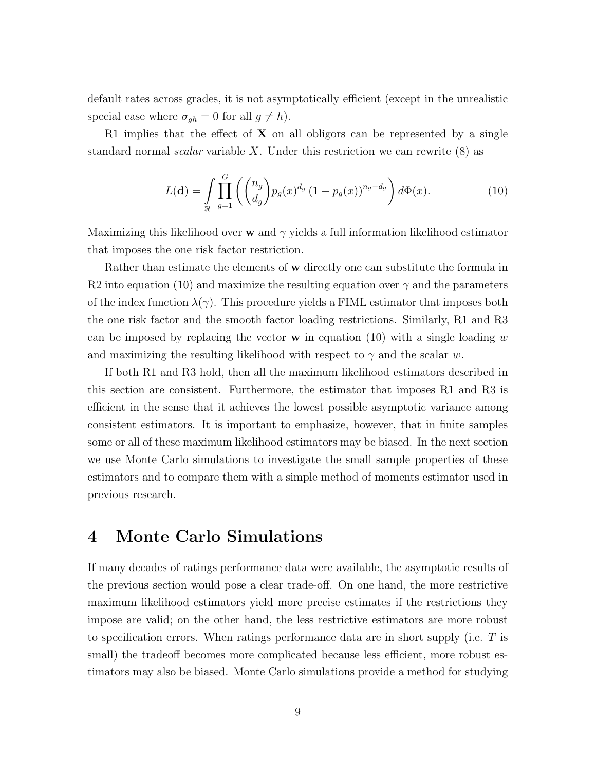default rates across grades, it is not asymptotically efficient (except in the unrealistic special case where $\sigma_{gh} = 0$ for all $g \neq h$).

R1 implies that the effect of $\mathbf{X}$ on all obligors can be represented by a single standard normal *scalar* variable $X$. Under this restriction we can rewrite (8) as

$$L(\mathbf{d}) = \int\limits_{\Re} \prod_{g=1}^{G} \left( \binom{n_g}{d_g} p_g(x)^{d_g} \left(1 - p_g(x)\right)^{n_g - d_g} \right) d\Phi(x). \tag{10}$$

Maximizing this likelihood over $\mathbf{w}$ and $\gamma$ yields a full information likelihood estimator that imposes the one risk factor restriction.

Rather than estimate the elements of $\mathbf{w}$ directly one can substitute the formula in R2 into equation (10) and maximize the resulting equation over $\gamma$ and the parameters of the index function $\lambda(\gamma)$. This procedure yields a FIML estimator that imposes both the one risk factor and the smooth factor loading restrictions. Similarly, R1 and R3 can be imposed by replacing the vector $\mathbf{w}$ in equation (10) with a single loading $w$ and maximizing the resulting likelihood with respect to $\gamma$ and the scalar $w$.

If both R1 and R3 hold, then all the maximum likelihood estimators described in this section are consistent. Furthermore, the estimator that imposes R1 and R3 is efficient in the sense that it achieves the lowest possible asymptotic variance among consistent estimators. It is important to emphasize, however, that in finite samples some or all of these maximum likelihood estimators may be biased. In the next section we use Monte Carlo simulations to investigate the small sample properties of these estimators and to compare them with a simple method of moments estimator used in previous research.

# 4 Monte Carlo Simulations

If many decades of ratings performance data were available, the asymptotic results of the previous section would pose a clear trade-off. On one hand, the more restrictive maximum likelihood estimators yield more precise estimates if the restrictions they impose are valid; on the other hand, the less restrictive estimators are more robust to specification errors. When ratings performance data are in short supply (i.e. $T$ is small) the tradeoff becomes more complicated because less efficient, more robust estimators may also be biased. Monte Carlo simulations provide a method for studying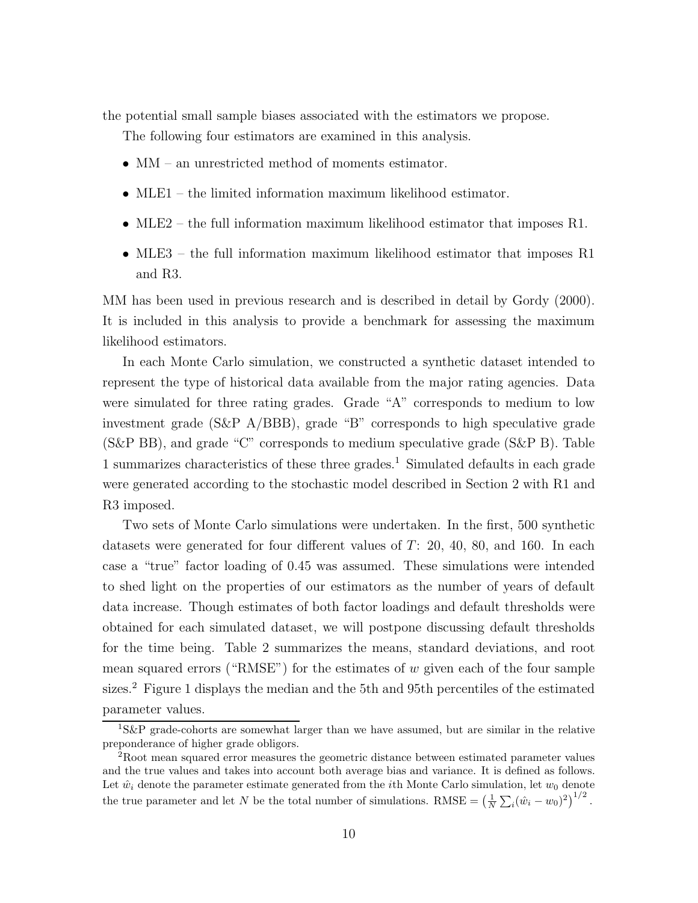the potential small sample biases associated with the estimators we propose.

The following four estimators are examined in this analysis.

- MM – an unrestricted method of moments estimator.
- MLE1 – the limited information maximum likelihood estimator.
- MLE2 – the full information maximum likelihood estimator that imposes R1.
- MLE3 – the full information maximum likelihood estimator that imposes R1 and R3.

MM has been used in previous research and is described in detail by Gordy (2000). It is included in this analysis to provide a benchmark for assessing the maximum likelihood estimators.

In each Monte Carlo simulation, we constructed a synthetic dataset intended to represent the type of historical data available from the major rating agencies. Data were simulated for three rating grades. Grade "A" corresponds to medium to low investment grade (S&P A/BBB), grade "B" corresponds to high speculative grade (S&P BB), and grade "C" corresponds to medium speculative grade (S&P B). Table 1 summarizes characteristics of these three grades.[1] Simulated defaults in each grade were generated according to the stochastic model described in Section 2 with R1 and R3 imposed.

Two sets of Monte Carlo simulations were undertaken. In the first, 500 synthetic datasets were generated for four different values of $T$: 20, 40, 80, and 160. In each case a "true" factor loading of 0.45 was assumed. These simulations were intended to shed light on the properties of our estimators as the number of years of default data increase. Though estimates of both factor loadings and default thresholds were obtained for each simulated dataset, we will postpone discussing default thresholds for the time being. Table 2 summarizes the means, standard deviations, and root mean squared errors ("RMSE") for the estimates of $w$ given each of the four sample sizes.[2] Figure 1 displays the median and the 5th and 95th percentiles of the estimated parameter values.

[1] S&P grade-cohorts are somewhat larger than we have assumed, but are similar in the relative preponderance of higher grade obligors.

[2] Root mean squared error measures the geometric distance between estimated parameter values and the true values and takes into account both average bias and variance. It is defined as follows. Let $\hat{w}_i$ denote the parameter estimate generated from the $i$th Monte Carlo simulation, let $w_0$ denote the true parameter and let $N$ be the total number of simulations. RMSE $= \left(\frac{1}{N}\sum_i(\hat{w}_i - w_0)^2\right)^{1/2}$.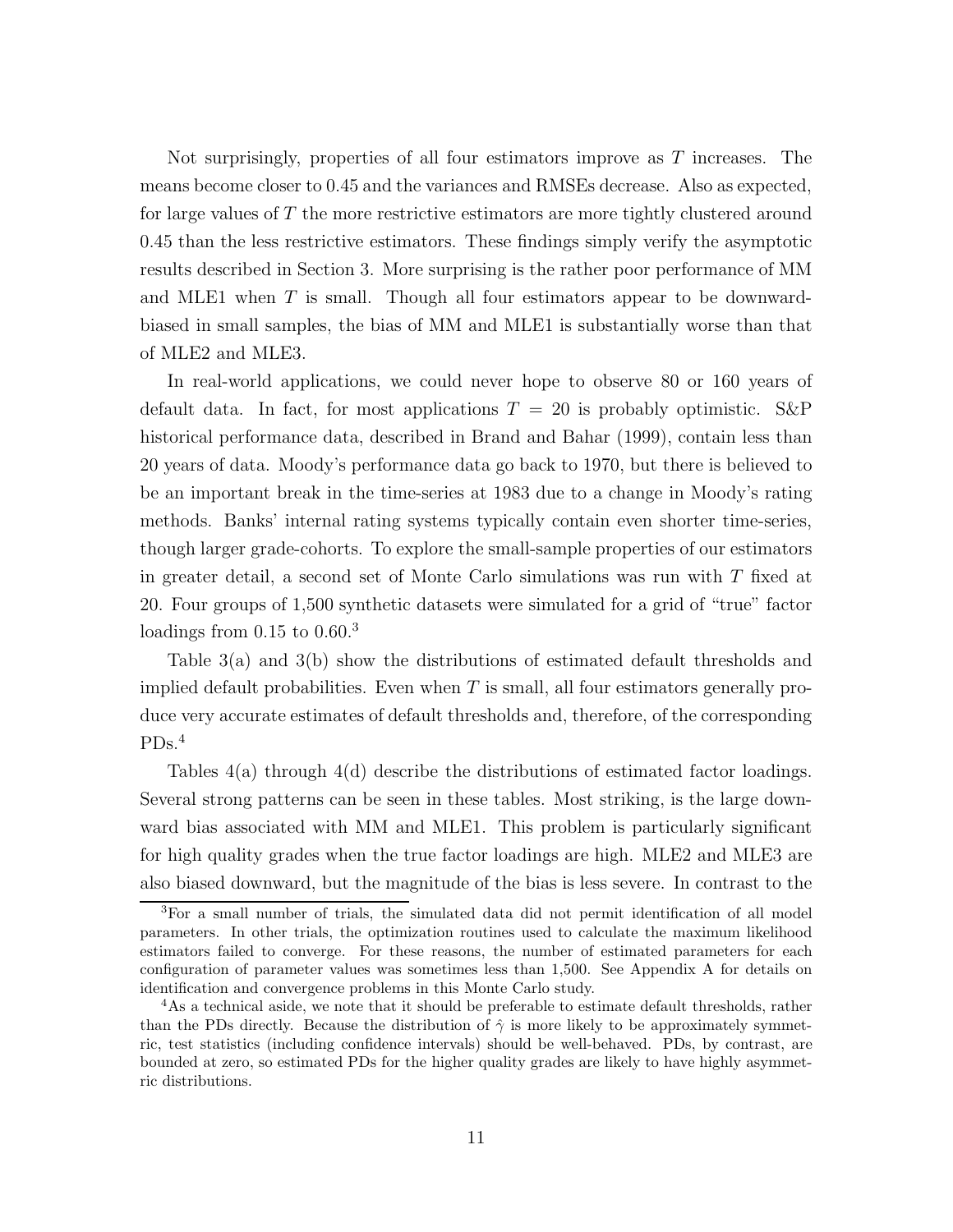Not surprisingly, properties of all four estimators improve as $T$ increases. The means become closer to 0.45 and the variances and RMSEs decrease. Also as expected, for large values of $T$ the more restrictive estimators are more tightly clustered around 0.45 than the less restrictive estimators. These findings simply verify the asymptotic results described in Section 3. More surprising is the rather poor performance of MM and MLE1 when $T$ is small. Though all four estimators appear to be downward-biased in small samples, the bias of MM and MLE1 is substantially worse than that of MLE2 and MLE3.

In real-world applications, we could never hope to observe 80 or 160 years of default data. In fact, for most applications $T = 20$ is probably optimistic. S&P historical performance data, described in Brand and Bahar (1999), contain less than 20 years of data. Moody's performance data go back to 1970, but there is believed to be an important break in the time-series at 1983 due to a change in Moody's rating methods. Banks' internal rating systems typically contain even shorter time-series, though larger grade-cohorts. To explore the small-sample properties of our estimators in greater detail, a second set of Monte Carlo simulations was run with $T$ fixed at 20. Four groups of 1,500 synthetic datasets were simulated for a grid of "true" factor loadings from 0.15 to 0.60.[3]

Table 3(a) and 3(b) show the distributions of estimated default thresholds and implied default probabilities. Even when $T$ is small, all four estimators generally produce very accurate estimates of default thresholds and, therefore, of the corresponding PDs.[4]

Tables 4(a) through 4(d) describe the distributions of estimated factor loadings. Several strong patterns can be seen in these tables. Most striking, is the large downward bias associated with MM and MLE1. This problem is particularly significant for high quality grades when the true factor loadings are high. MLE2 and MLE3 are also biased downward, but the magnitude of the bias is less severe. In contrast to the

[3] For a small number of trials, the simulated data did not permit identification of all model parameters. In other trials, the optimization routines used to calculate the maximum likelihood estimators failed to converge. For these reasons, the number of estimated parameters for each configuration of parameter values was sometimes less than 1,500. See Appendix A for details on identification and convergence problems in this Monte Carlo study.

[4] As a technical aside, we note that it should be preferable to estimate default thresholds, rather than the PDs directly. Because the distribution of $\hat{\gamma}$ is more likely to be approximately symmetric, test statistics (including confidence intervals) should be well-behaved. PDs, by contrast, are bounded at zero, so estimated PDs for the higher quality grades are likely to have highly asymmetric distributions.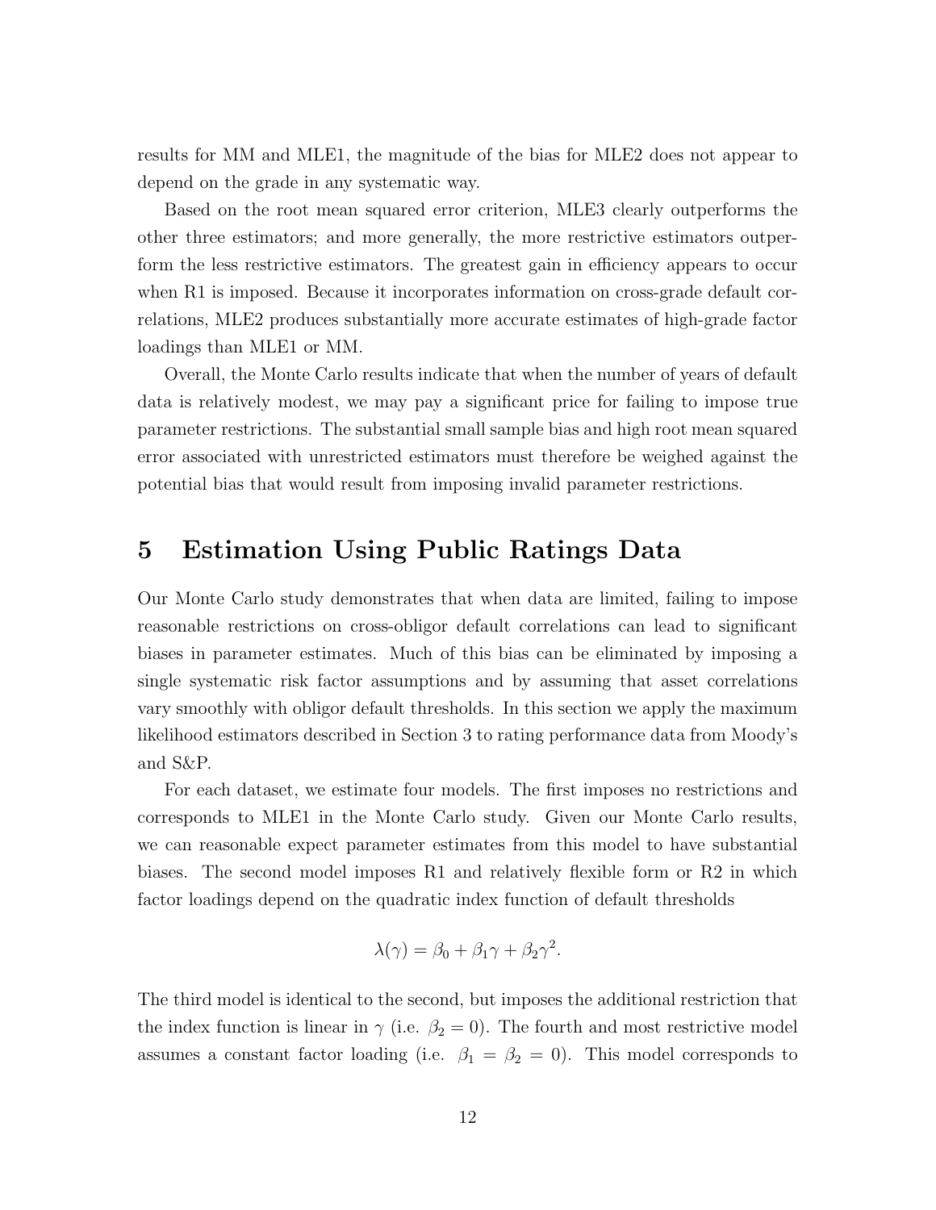results for MM and MLE1, the magnitude of the bias for MLE2 does not appear to depend on the grade in any systematic way.

Based on the root mean squared error criterion, MLE3 clearly outperforms the other three estimators; and more generally, the more restrictive estimators outperform the less restrictive estimators. The greatest gain in efficiency appears to occur when R1 is imposed. Because it incorporates information on cross-grade default correlations, MLE2 produces substantially more accurate estimates of high-grade factor loadings than MLE1 or MM.

Overall, the Monte Carlo results indicate that when the number of years of default data is relatively modest, we may pay a significant price for failing to impose true parameter restrictions. The substantial small sample bias and high root mean squared error associated with unrestricted estimators must therefore be weighed against the potential bias that would result from imposing invalid parameter restrictions.

# 5 Estimation Using Public Ratings Data

Our Monte Carlo study demonstrates that when data are limited, failing to impose reasonable restrictions on cross-obligor default correlations can lead to significant biases in parameter estimates. Much of this bias can be eliminated by imposing a single systematic risk factor assumptions and by assuming that asset correlations vary smoothly with obligor default thresholds. In this section we apply the maximum likelihood estimators described in Section 3 to rating performance data from Moody's and S&P.

For each dataset, we estimate four models. The first imposes no restrictions and corresponds to MLE1 in the Monte Carlo study. Given our Monte Carlo results, we can reasonable expect parameter estimates from this model to have substantial biases. The second model imposes R1 and relatively flexible form or R2 in which factor loadings depend on the quadratic index function of default thresholds

$$\lambda(\gamma) = \beta_0 + \beta_1\gamma + \beta_2\gamma^2.$$

The third model is identical to the second, but imposes the additional restriction that the index function is linear in $\gamma$ (i.e. $\beta_2 = 0$). The fourth and most restrictive model assumes a constant factor loading (i.e. $\beta_1 = \beta_2 = 0$). This model corresponds to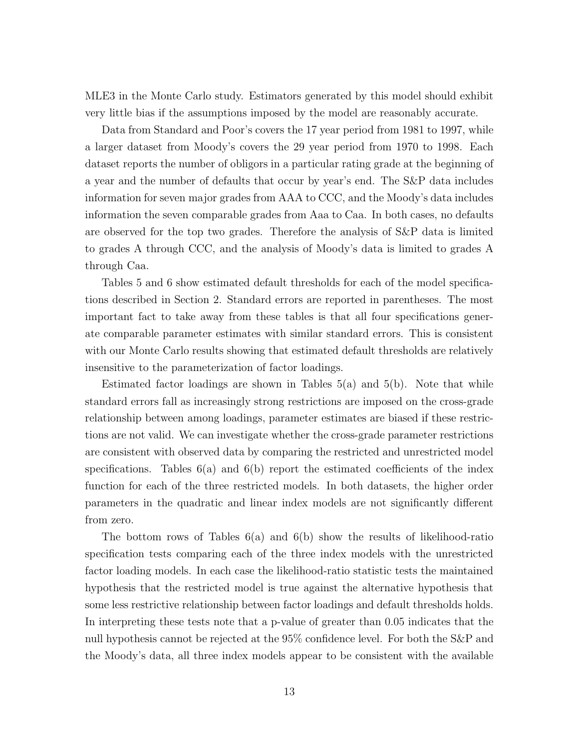MLE3 in the Monte Carlo study. Estimators generated by this model should exhibit very little bias if the assumptions imposed by the model are reasonably accurate.

Data from Standard and Poor's covers the 17 year period from 1981 to 1997, while a larger dataset from Moody's covers the 29 year period from 1970 to 1998. Each dataset reports the number of obligors in a particular rating grade at the beginning of a year and the number of defaults that occur by year's end. The S&P data includes information for seven major grades from AAA to CCC, and the Moody's data includes information the seven comparable grades from Aaa to Caa. In both cases, no defaults are observed for the top two grades. Therefore the analysis of S&P data is limited to grades A through CCC, and the analysis of Moody's data is limited to grades A through Caa.

Tables 5 and 6 show estimated default thresholds for each of the model specifications described in Section 2. Standard errors are reported in parentheses. The most important fact to take away from these tables is that all four specifications generate comparable parameter estimates with similar standard errors. This is consistent with our Monte Carlo results showing that estimated default thresholds are relatively insensitive to the parameterization of factor loadings.

Estimated factor loadings are shown in Tables 5(a) and 5(b). Note that while standard errors fall as increasingly strong restrictions are imposed on the cross-grade relationship between among loadings, parameter estimates are biased if these restrictions are not valid. We can investigate whether the cross-grade parameter restrictions are consistent with observed data by comparing the restricted and unrestricted model specifications. Tables 6(a) and 6(b) report the estimated coefficients of the index function for each of the three restricted models. In both datasets, the higher order parameters in the quadratic and linear index models are not significantly different from zero.

The bottom rows of Tables 6(a) and 6(b) show the results of likelihood-ratio specification tests comparing each of the three index models with the unrestricted factor loading models. In each case the likelihood-ratio statistic tests the maintained hypothesis that the restricted model is true against the alternative hypothesis that some less restrictive relationship between factor loadings and default thresholds holds. In interpreting these tests note that a p-value of greater than 0.05 indicates that the null hypothesis cannot be rejected at the 95% confidence level. For both the S&P and the Moody's data, all three index models appear to be consistent with the available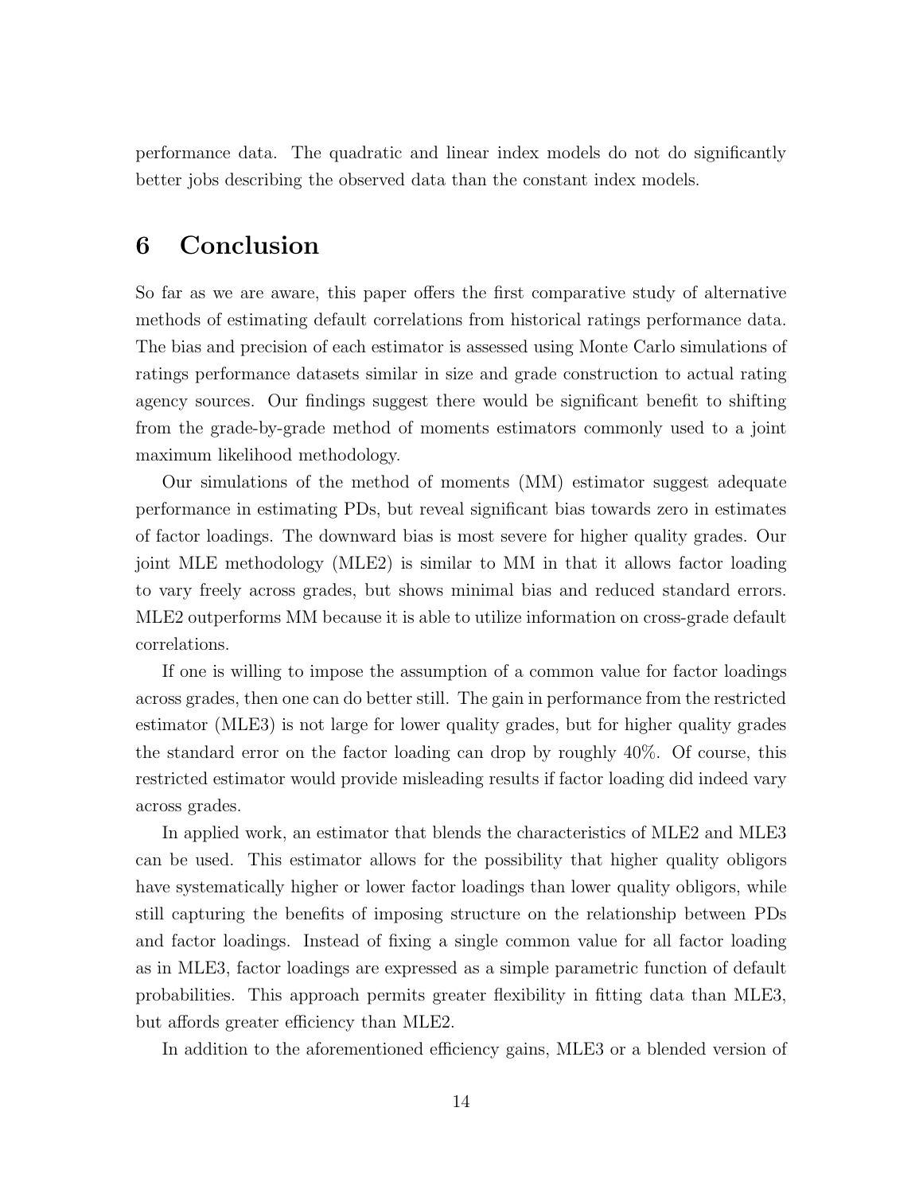performance data. The quadratic and linear index models do not do significantly better jobs describing the observed data than the constant index models.

# 6 Conclusion

So far as we are aware, this paper offers the first comparative study of alternative methods of estimating default correlations from historical ratings performance data. The bias and precision of each estimator is assessed using Monte Carlo simulations of ratings performance datasets similar in size and grade construction to actual rating agency sources. Our findings suggest there would be significant benefit to shifting from the grade-by-grade method of moments estimators commonly used to a joint maximum likelihood methodology.

Our simulations of the method of moments (MM) estimator suggest adequate performance in estimating PDs, but reveal significant bias towards zero in estimates of factor loadings. The downward bias is most severe for higher quality grades. Our joint MLE methodology (MLE2) is similar to MM in that it allows factor loading to vary freely across grades, but shows minimal bias and reduced standard errors. MLE2 outperforms MM because it is able to utilize information on cross-grade default correlations.

If one is willing to impose the assumption of a common value for factor loadings across grades, then one can do better still. The gain in performance from the restricted estimator (MLE3) is not large for lower quality grades, but for higher quality grades the standard error on the factor loading can drop by roughly 40%. Of course, this restricted estimator would provide misleading results if factor loading did indeed vary across grades.

In applied work, an estimator that blends the characteristics of MLE2 and MLE3 can be used. This estimator allows for the possibility that higher quality obligors have systematically higher or lower factor loadings than lower quality obligors, while still capturing the benefits of imposing structure on the relationship between PDs and factor loadings. Instead of fixing a single common value for all factor loading as in MLE3, factor loadings are expressed as a simple parametric function of default probabilities. This approach permits greater flexibility in fitting data than MLE3, but affords greater efficiency than MLE2.

In addition to the aforementioned efficiency gains, MLE3 or a blended version of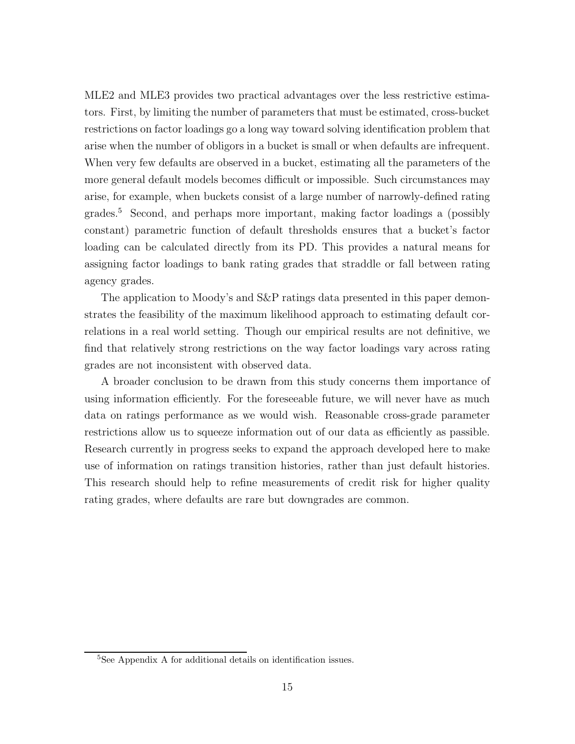MLE2 and MLE3 provides two practical advantages over the less restrictive estimators. First, by limiting the number of parameters that must be estimated, cross-bucket restrictions on factor loadings go a long way toward solving identification problem that arise when the number of obligors in a bucket is small or when defaults are infrequent. When very few defaults are observed in a bucket, estimating all the parameters of the more general default models becomes difficult or impossible. Such circumstances may arise, for example, when buckets consist of a large number of narrowly-defined rating grades.[5] Second, and perhaps more important, making factor loadings a (possibly constant) parametric function of default thresholds ensures that a bucket's factor loading can be calculated directly from its PD. This provides a natural means for assigning factor loadings to bank rating grades that straddle or fall between rating agency grades.

The application to Moody's and S&P ratings data presented in this paper demonstrates the feasibility of the maximum likelihood approach to estimating default correlations in a real world setting. Though our empirical results are not definitive, we find that relatively strong restrictions on the way factor loadings vary across rating grades are not inconsistent with observed data.

A broader conclusion to be drawn from this study concerns them importance of using information efficiently. For the foreseeable future, we will never have as much data on ratings performance as we would wish. Reasonable cross-grade parameter restrictions allow us to squeeze information out of our data as efficiently as passible. Research currently in progress seeks to expand the approach developed here to make use of information on ratings transition histories, rather than just default histories. This research should help to refine measurements of credit risk for higher quality rating grades, where defaults are rare but downgrades are common.

[5] See Appendix A for additional details on identification issues.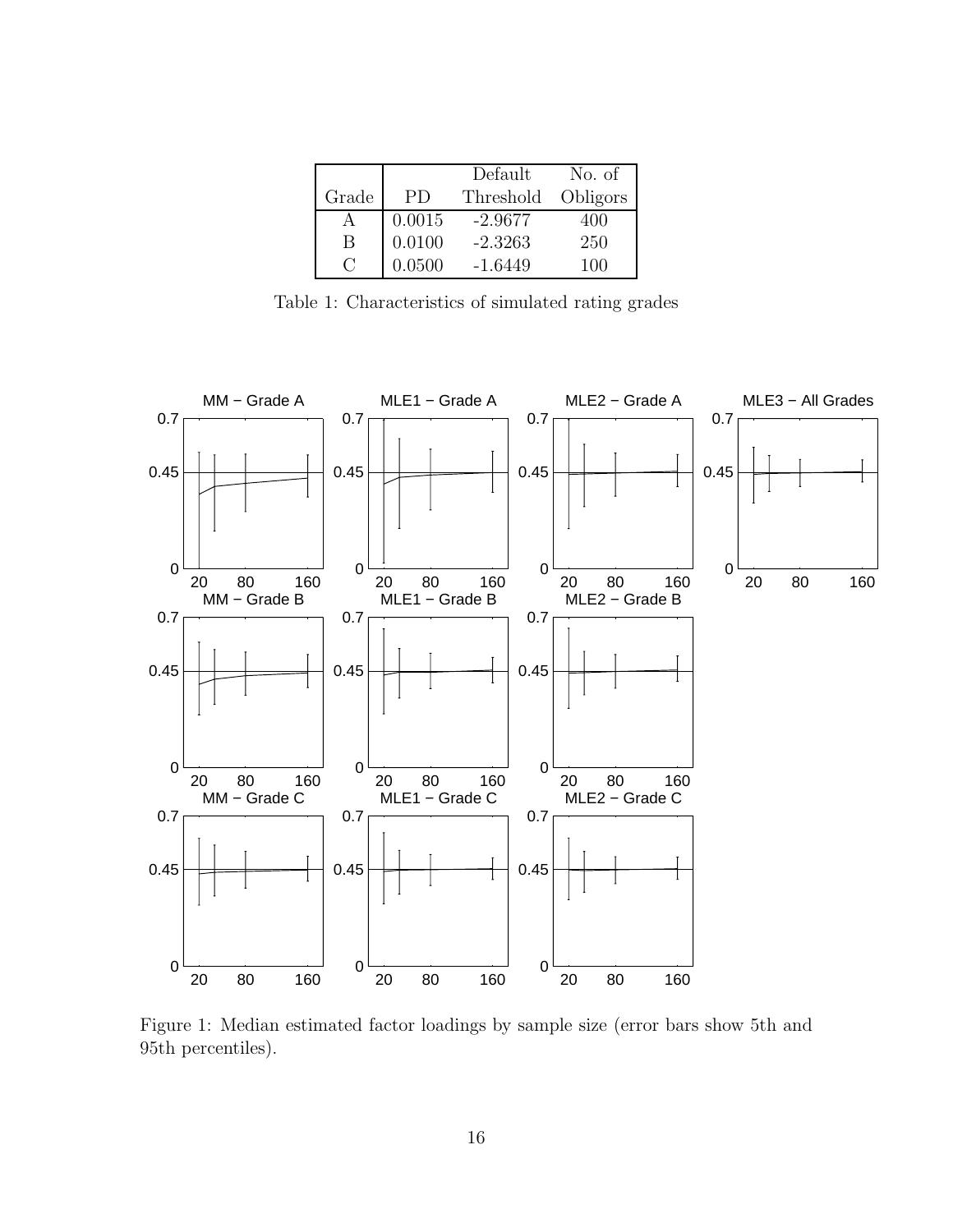| Grade | PD | Default Threshold | No. of Obligors |
|---|---|---|---|
| A | 0.0015 | -2.9677 | 400 |
| B | 0.0100 | -2.3263 | 250 |
| C | 0.0500 | -1.6449 | 100 |

Table 1: Characteristics of simulated rating grades

Figure 1: Median estimated factor loadings by sample size (error bars show 5th and 95th percentiles).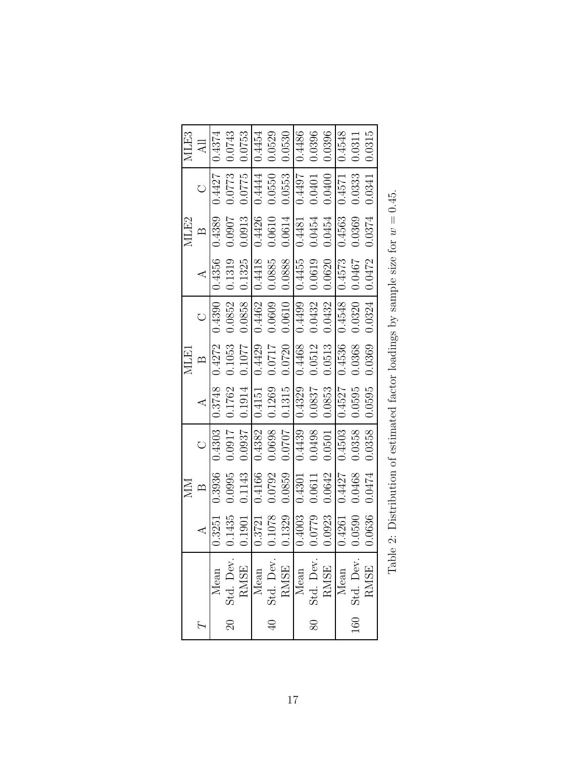| $T$ | | MM | | | MLE1 | | | MLE2 | | | MLE3 |
|---|---|---|---|---|---|---|---|---|---|---|---|
| | | A | B | C | A | B | C | A | B | C | All |
| 20 | Mean | 0.3251 | 0.3936 | 0.4303 | 0.3748 | 0.4272 | 0.4390 | 0.4356 | 0.4389 | 0.4427 | 0.4374 |
| | Std. Dev. | 0.1435 | 0.0995 | 0.0917 | 0.1762 | 0.1053 | 0.0852 | 0.1319 | 0.0907 | 0.0773 | 0.0743 |
| | RMSE | 0.1901 | 0.1143 | 0.0937 | 0.1914 | 0.1077 | 0.0858 | 0.1325 | 0.0913 | 0.0775 | 0.0753 |
| 40 | Mean | 0.3721 | 0.4166 | 0.4382 | 0.4151 | 0.4429 | 0.4462 | 0.4418 | 0.4426 | 0.4444 | 0.4454 |
| | Std. Dev. | 0.1078 | 0.0792 | 0.0698 | 0.1269 | 0.0717 | 0.0609 | 0.0885 | 0.0610 | 0.0550 | 0.0529 |
| | RMSE | 0.1329 | 0.0859 | 0.0707 | 0.1315 | 0.0720 | 0.0610 | 0.0888 | 0.0614 | 0.0553 | 0.0530 |
| 80 | Mean | 0.4003 | 0.4301 | 0.4439 | 0.4329 | 0.4468 | 0.4499 | 0.4455 | 0.4481 | 0.4497 | 0.4486 |
| | Std. Dev. | 0.0779 | 0.0611 | 0.0498 | 0.0837 | 0.0512 | 0.0432 | 0.0619 | 0.0454 | 0.0401 | 0.0396 |
| | RMSE | 0.0923 | 0.0642 | 0.0501 | 0.0853 | 0.0513 | 0.0432 | 0.0620 | 0.0454 | 0.0400 | 0.0396 |
| 160 | Mean | 0.4261 | 0.4427 | 0.4503 | 0.4527 | 0.4536 | 0.4548 | 0.4573 | 0.4563 | 0.4571 | 0.4548 |
| | Std. Dev. | 0.0590 | 0.0468 | 0.0358 | 0.0595 | 0.0368 | 0.0320 | 0.0467 | 0.0369 | 0.0333 | 0.0311 |
| | RMSE | 0.0636 | 0.0474 | 0.0358 | 0.0595 | 0.0369 | 0.0324 | 0.0472 | 0.0374 | 0.0341 | 0.0315 |

Table 2: Distribution of estimated factor loadings by sample size for $w = 0.45$.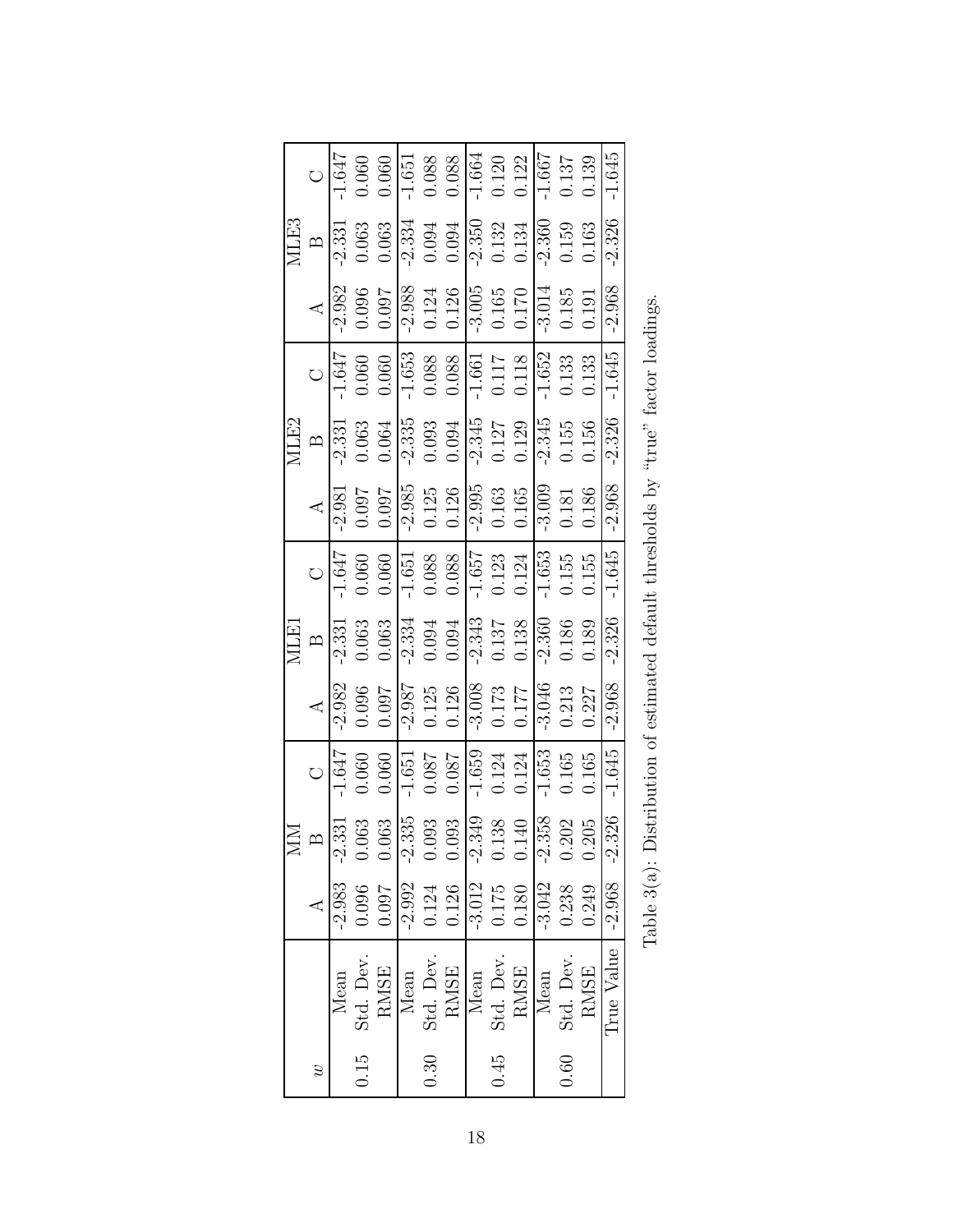| $w$ | | MM | | | MLE1 | | | MLE2 | | | MLE3 | | |
|---|---|---|---|---|---|---|---|---|---|---|---|---|---|
| | | A | B | C | A | B | C | A | B | C | A | B | C |
| 0.15 | Mean | -2.983 | -2.331 | -1.647 | -2.982 | -2.331 | -1.647 | -2.981 | -2.331 | -1.647 | -2.982 | -2.331 | -1.647 |
| | Std. Dev. | 0.096 | 0.063 | 0.060 | 0.096 | 0.063 | 0.060 | 0.097 | 0.063 | 0.060 | 0.096 | 0.063 | 0.060 |
| | RMSE | 0.097 | 0.063 | 0.060 | 0.097 | 0.063 | 0.060 | 0.097 | 0.064 | 0.060 | 0.097 | 0.063 | 0.060 |
| 0.30 | Mean | -2.992 | -2.335 | -1.651 | -2.987 | -2.334 | -1.651 | -2.985 | -2.335 | -1.653 | -2.988 | -2.334 | -1.651 |
| | Std. Dev. | 0.124 | 0.093 | 0.087 | 0.125 | 0.094 | 0.088 | 0.125 | 0.093 | 0.088 | 0.124 | 0.094 | 0.088 |
| | RMSE | 0.126 | 0.093 | 0.087 | 0.126 | 0.094 | 0.088 | 0.126 | 0.094 | 0.088 | 0.126 | 0.094 | 0.088 |
| 0.45 | Mean | -3.012 | -2.349 | -1.659 | -3.008 | -2.343 | -1.657 | -2.995 | -2.345 | -1.661 | -3.005 | -2.350 | -1.664 |
| | Std. Dev. | 0.175 | 0.138 | 0.124 | 0.173 | 0.137 | 0.123 | 0.163 | 0.127 | 0.117 | 0.165 | 0.132 | 0.120 |
| | RMSE | 0.180 | 0.140 | 0.124 | 0.177 | 0.138 | 0.124 | 0.165 | 0.129 | 0.118 | 0.170 | 0.134 | 0.122 |
| 0.60 | Mean | -3.042 | -2.358 | -1.653 | -3.046 | -2.360 | -1.653 | -3.009 | -2.345 | -1.652 | -3.014 | -2.360 | -1.667 |
| | Std. Dev. | 0.238 | 0.202 | 0.165 | 0.213 | 0.186 | 0.155 | 0.181 | 0.155 | 0.133 | 0.185 | 0.159 | 0.137 |
| | RMSE | 0.249 | 0.205 | 0.165 | 0.227 | 0.189 | 0.155 | 0.186 | 0.156 | 0.133 | 0.191 | 0.163 | 0.139 |
| | True Value | -2.968 | -2.326 | -1.645 | -2.968 | -2.326 | -1.645 | -2.968 | -2.326 | -1.645 | -2.968 | -2.326 | -1.645 |

Table 3(a): Distribution of estimated default thresholds by "true" factor loadings.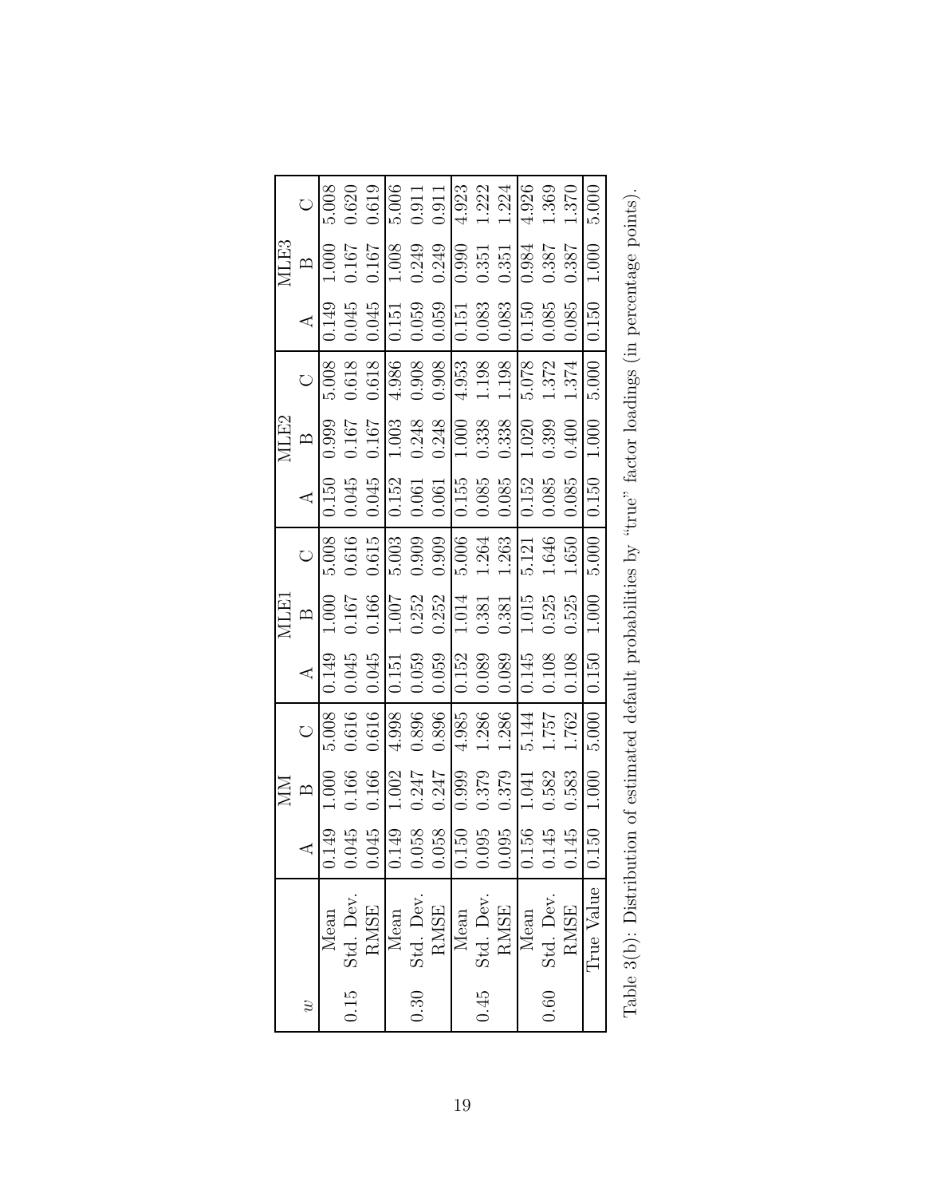| $w$ | | MM | | | MLE1 | | | MLE2 | | | MLE3 | | |
|---|---|---|---|---|---|---|---|---|---|---|---|---|---|
| | | A | B | C | A | B | C | A | B | C | A | B | C |
| 0.15 | Mean | 0.149 | 1.000 | 5.008 | 0.149 | 1.000 | 5.008 | 0.150 | 0.999 | 5.008 | 0.149 | 1.000 | 5.008 |
| | Std. Dev. | 0.045 | 0.166 | 0.616 | 0.045 | 0.167 | 0.616 | 0.045 | 0.167 | 0.618 | 0.045 | 0.167 | 0.620 |
| | RMSE | 0.045 | 0.166 | 0.616 | 0.045 | 0.166 | 0.615 | 0.045 | 0.167 | 0.618 | 0.045 | 0.167 | 0.619 |
| 0.30 | Mean | 0.149 | 1.002 | 4.998 | 0.151 | 1.007 | 5.003 | 0.152 | 1.003 | 4.986 | 0.151 | 1.008 | 5.006 |
| | Std. Dev. | 0.058 | 0.247 | 0.896 | 0.059 | 0.252 | 0.909 | 0.061 | 0.248 | 0.908 | 0.059 | 0.249 | 0.911 |
| | RMSE | 0.058 | 0.247 | 0.896 | 0.059 | 0.252 | 0.909 | 0.061 | 0.248 | 0.908 | 0.059 | 0.249 | 0.911 |
| 0.45 | Mean | 0.150 | 0.999 | 4.985 | 0.152 | 1.014 | 5.006 | 0.155 | 1.000 | 4.953 | 0.151 | 0.990 | 4.923 |
| | Std. Dev. | 0.095 | 0.379 | 1.286 | 0.089 | 0.381 | 1.264 | 0.085 | 0.338 | 1.198 | 0.083 | 0.351 | 1.222 |
| | RMSE | 0.095 | 0.379 | 1.286 | 0.089 | 0.381 | 1.263 | 0.085 | 0.338 | 1.198 | 0.083 | 0.351 | 1.224 |
| 0.60 | Mean | 0.156 | 1.041 | 5.144 | 0.145 | 1.015 | 5.121 | 0.152 | 1.020 | 5.078 | 0.150 | 0.984 | 4.926 |
| | Std. Dev. | 0.145 | 0.582 | 1.757 | 0.108 | 0.525 | 1.646 | 0.085 | 0.399 | 1.372 | 0.085 | 0.387 | 1.369 |
| | RMSE | 0.145 | 0.583 | 1.762 | 0.108 | 0.525 | 1.650 | 0.085 | 0.400 | 1.374 | 0.085 | 0.387 | 1.370 |
| | True Value | 0.150 | 1.000 | 5.000 | 0.150 | 1.000 | 5.000 | 0.150 | 1.000 | 5.000 | 0.150 | 1.000 | 5.000 |

Table 3(b): Distribution of estimated default probabilities by "true" factor loadings (in percentage points).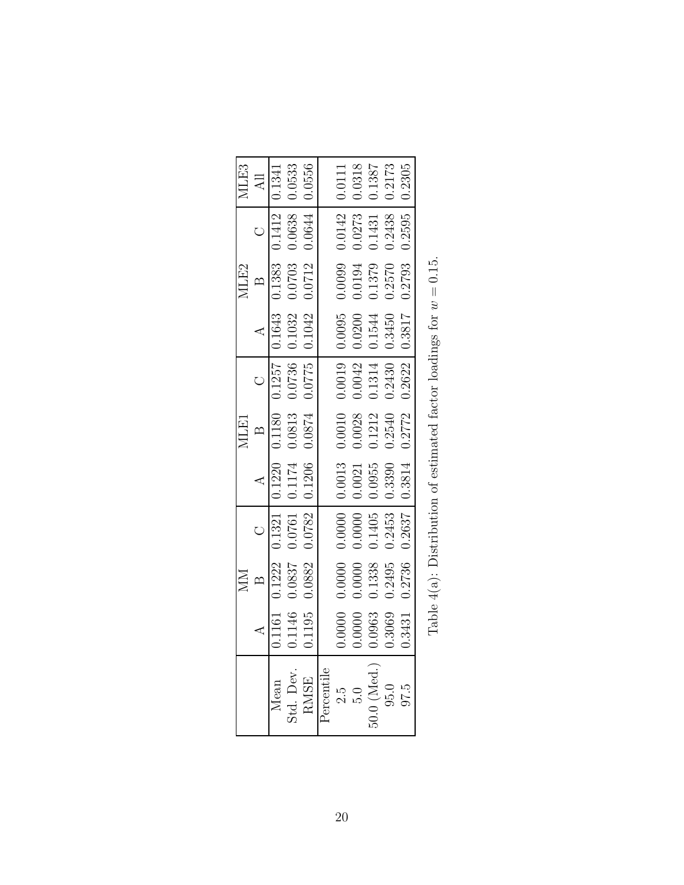|  | MM |  |  | MLE1 |  |  | MLE2 |  |  | MLE3 |
|---|---|---|---|---|---|---|---|---|---|---|
|  | A | B | C | A | B | C | A | B | C | All |
| Mean | 0.1161 | 0.1222 | 0.1321 | 0.1220 | 0.1180 | 0.1257 | 0.1643 | 0.1383 | 0.1412 | 0.1341 |
| Std. Dev. | 0.1146 | 0.0837 | 0.0761 | 0.1174 | 0.0813 | 0.0736 | 0.1032 | 0.0703 | 0.0638 | 0.0533 |
| RMSE | 0.1195 | 0.0882 | 0.0782 | 0.1206 | 0.0874 | 0.0775 | 0.1042 | 0.0712 | 0.0644 | 0.0556 |
| Percentile |  |  |  |  |  |  |  |  |  |  |
| 2.5 | 0.0000 | 0.0000 | 0.0000 | 0.0013 | 0.0010 | 0.0019 | 0.0095 | 0.0099 | 0.0142 | 0.0111 |
| 5.0 | 0.0000 | 0.0000 | 0.0000 | 0.0021 | 0.0028 | 0.0042 | 0.0200 | 0.0194 | 0.0273 | 0.0318 |
| 50.0 (Med.) | 0.0963 | 0.1338 | 0.1405 | 0.0955 | 0.1212 | 0.1314 | 0.1544 | 0.1379 | 0.1431 | 0.1387 |
| 95.0 | 0.3069 | 0.2495 | 0.2453 | 0.3390 | 0.2540 | 0.2430 | 0.3450 | 0.2570 | 0.2438 | 0.2173 |
| 97.5 | 0.3431 | 0.2736 | 0.2637 | 0.3814 | 0.2772 | 0.2622 | 0.3817 | 0.2793 | 0.2595 | 0.2305 |

Table 4(a): Distribution of estimated factor loadings for $w = 0.15$.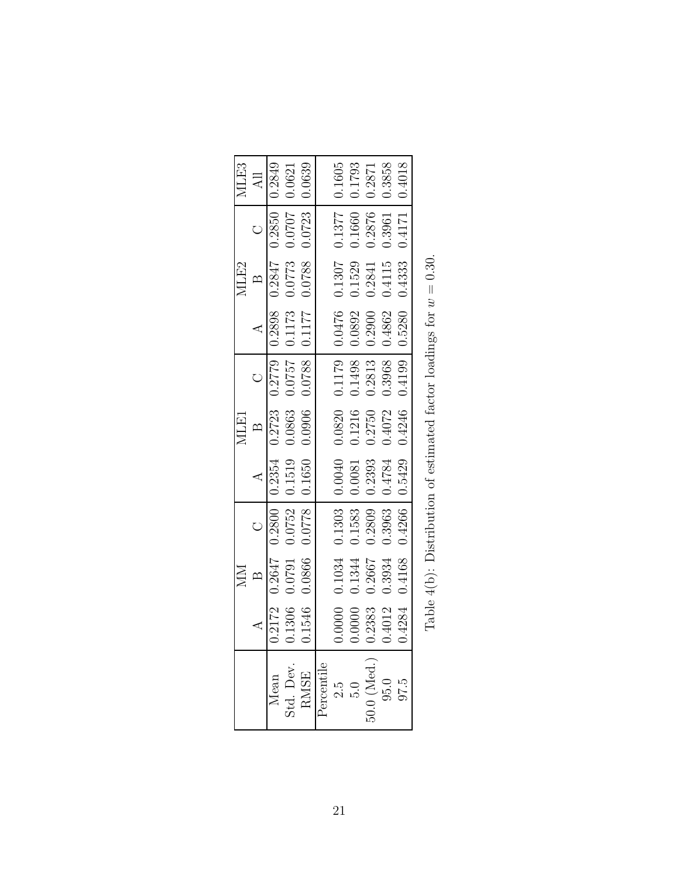| | MM | | | MLE1 | | | MLE2 | | | MLE3 |
|---|---|---|---|---|---|---|---|---|---|---|
| | A | B | C | A | B | C | A | B | C | All |
| Mean | 0.2172 | 0.2647 | 0.2800 | 0.2354 | 0.2723 | 0.2779 | 0.2898 | 0.2847 | 0.2850 | 0.2849 |
| Std. Dev. | 0.1306 | 0.0791 | 0.0752 | 0.1519 | 0.0863 | 0.0757 | 0.1173 | 0.0773 | 0.0707 | 0.0621 |
| RMSE | 0.1546 | 0.0866 | 0.0778 | 0.1650 | 0.0906 | 0.0788 | 0.1177 | 0.0788 | 0.0723 | 0.0639 |
| Percentile | | | | | | | | | | |
| 2.5 | 0.0000 | 0.1034 | 0.1303 | 0.0040 | 0.0820 | 0.1179 | 0.0476 | 0.1307 | 0.1377 | 0.1605 |
| 5.0 | 0.0000 | 0.1344 | 0.1583 | 0.0081 | 0.1216 | 0.1498 | 0.0892 | 0.1529 | 0.1660 | 0.1793 |
| 50.0 (Med.) | 0.2383 | 0.2667 | 0.2809 | 0.2393 | 0.2750 | 0.2813 | 0.2900 | 0.2841 | 0.2876 | 0.2871 |
| 95.0 | 0.4012 | 0.3934 | 0.3963 | 0.4784 | 0.4072 | 0.3968 | 0.4862 | 0.4115 | 0.3961 | 0.3858 |
| 97.5 | 0.4284 | 0.4168 | 0.4266 | 0.5429 | 0.4246 | 0.4199 | 0.5280 | 0.4333 | 0.4171 | 0.4018 |

Table 4(b): Distribution of estimated factor loadings for $w = 0.30$.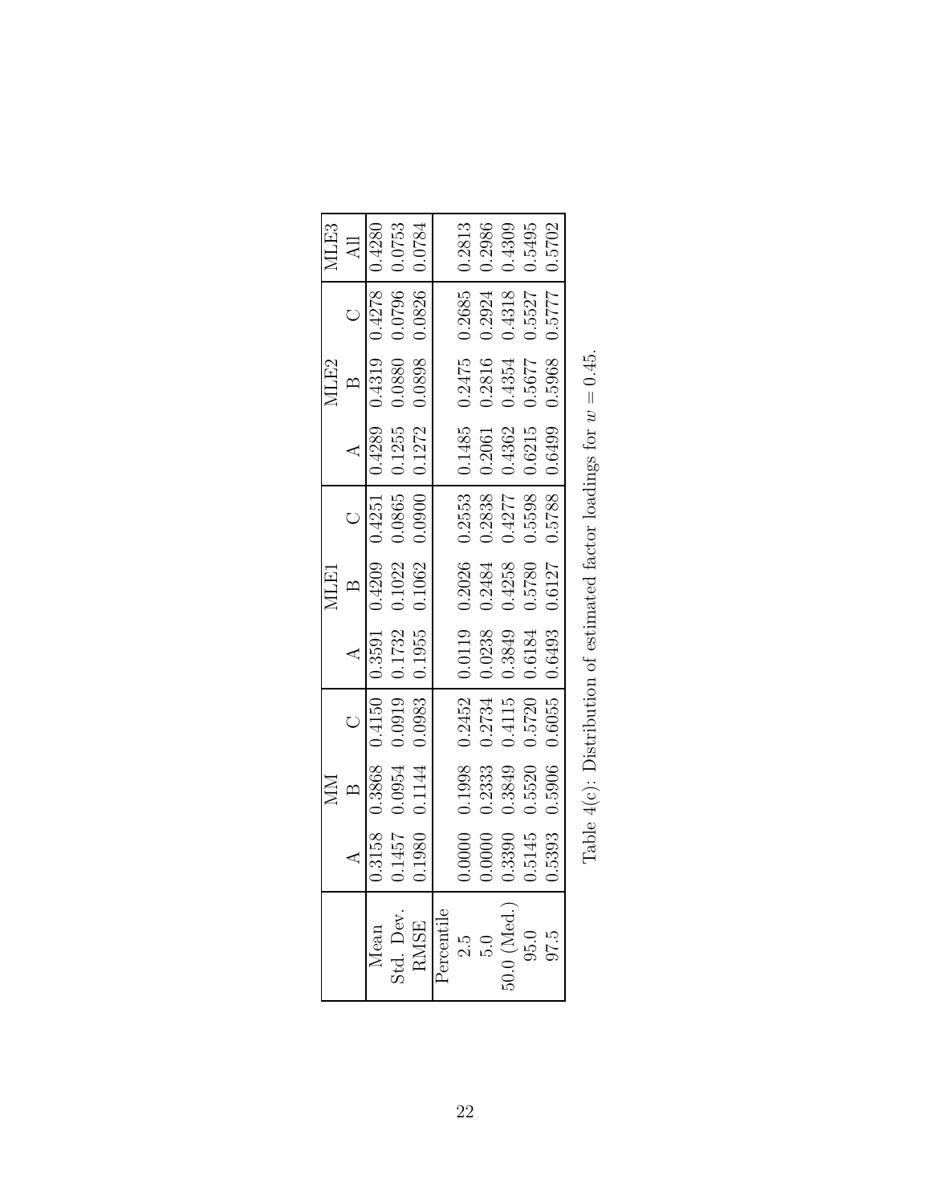| | MM | | | MLE1 | | | MLE2 | | | MLE3 |
|---|---|---|---|---|---|---|---|---|---|---|
| | A | B | C | A | B | C | A | B | C | All |
| Mean | 0.3158 | 0.3868 | 0.4150 | 0.3591 | 0.4209 | 0.4251 | 0.4289 | 0.4319 | 0.4278 | 0.4280 |
| Std. Dev. | 0.1457 | 0.0954 | 0.0919 | 0.1732 | 0.1022 | 0.0865 | 0.1255 | 0.0880 | 0.0796 | 0.0753 |
| RMSE | 0.1980 | 0.1144 | 0.0983 | 0.1955 | 0.1062 | 0.0900 | 0.1272 | 0.0898 | 0.0826 | 0.0784 |
| Percentile | | | | | | | | | | |
| 2.5 | 0.0000 | 0.1998 | 0.2452 | 0.0119 | 0.2026 | 0.2553 | 0.1485 | 0.2475 | 0.2685 | 0.2813 |
| 5.0 | 0.0000 | 0.2333 | 0.2734 | 0.0238 | 0.2484 | 0.2838 | 0.2061 | 0.2816 | 0.2924 | 0.2986 |
| 50.0 (Med.) | 0.3390 | 0.3849 | 0.4115 | 0.3849 | 0.4258 | 0.4277 | 0.4362 | 0.4354 | 0.4318 | 0.4309 |
| 95.0 | 0.5145 | 0.5520 | 0.5720 | 0.6184 | 0.5780 | 0.5598 | 0.6215 | 0.5677 | 0.5527 | 0.5495 |
| 97.5 | 0.5393 | 0.5906 | 0.6055 | 0.6493 | 0.6127 | 0.5788 | 0.6499 | 0.5968 | 0.5777 | 0.5702 |

Table 4(c): Distribution of estimated factor loadings for $w = 0.45$.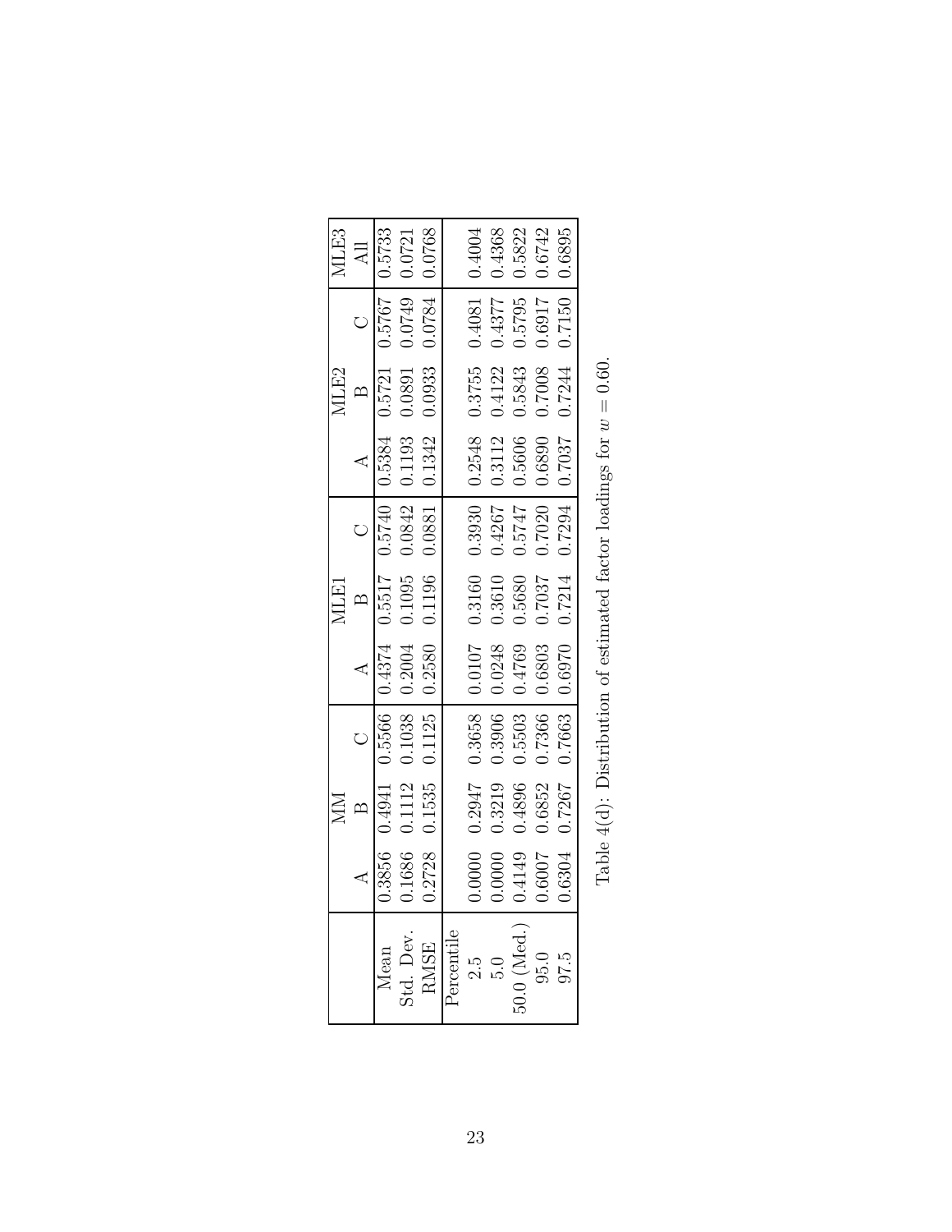| | MM | | | MLE1 | | | MLE2 | | | MLE3 |
|---|---|---|---|---|---|---|---|---|---|---|
| | A | B | C | A | B | C | A | B | C | All |
| Mean | 0.3856 | 0.4941 | 0.5566 | 0.4374 | 0.5517 | 0.5740 | 0.5384 | 0.5721 | 0.5767 | 0.5733 |
| Std. Dev. | 0.1686 | 0.1112 | 0.1038 | 0.2004 | 0.1095 | 0.0842 | 0.1193 | 0.0891 | 0.0749 | 0.0721 |
| RMSE | 0.2728 | 0.1535 | 0.1125 | 0.2580 | 0.1196 | 0.0881 | 0.1342 | 0.0933 | 0.0784 | 0.0768 |
| Percentile | | | | | | | | | | |
| 2.5 | 0.0000 | 0.2947 | 0.3658 | 0.0107 | 0.3160 | 0.3930 | 0.2548 | 0.3755 | 0.4081 | 0.4004 |
| 5.0 | 0.0000 | 0.3219 | 0.3906 | 0.0248 | 0.3610 | 0.4267 | 0.3112 | 0.4122 | 0.4377 | 0.4368 |
| 50.0 (Med.) | 0.4149 | 0.4896 | 0.5503 | 0.4769 | 0.5680 | 0.5747 | 0.5606 | 0.5843 | 0.5795 | 0.5822 |
| 95.0 | 0.6007 | 0.6852 | 0.7366 | 0.6803 | 0.7037 | 0.7020 | 0.6890 | 0.7008 | 0.6917 | 0.6742 |
| 97.5 | 0.6304 | 0.7267 | 0.7663 | 0.6970 | 0.7214 | 0.7294 | 0.7037 | 0.7244 | 0.7150 | 0.6895 |

Table 4(d): Distribution of estimated factor loadings for $w = 0.60$.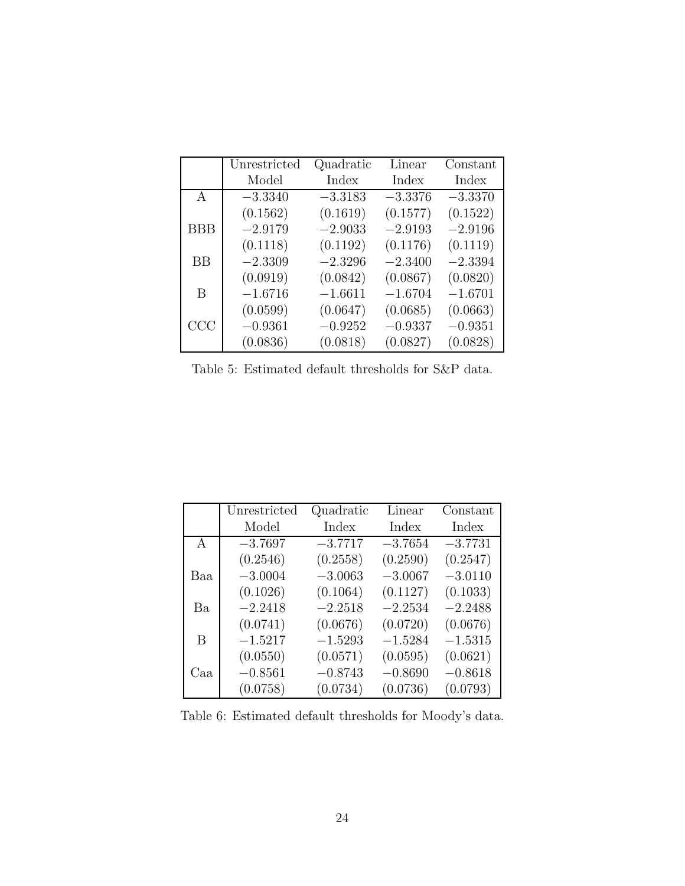| | Unrestricted Model | Quadratic Index | Linear Index | Constant Index |
|---|---|---|---|---|
| A | −3.3340 | −3.3183 | −3.3376 | −3.3370 |
| | (0.1562) | (0.1619) | (0.1577) | (0.1522) |
| BBB | −2.9179 | −2.9033 | −2.9193 | −2.9196 |
| | (0.1118) | (0.1192) | (0.1176) | (0.1119) |
| BB | −2.3309 | −2.3296 | −2.3400 | −2.3394 |
| | (0.0919) | (0.0842) | (0.0867) | (0.0820) |
| B | −1.6716 | −1.6611 | −1.6704 | −1.6701 |
| | (0.0599) | (0.0647) | (0.0685) | (0.0663) |
| CCC | −0.9361 | −0.9252 | −0.9337 | −0.9351 |
| | (0.0836) | (0.0818) | (0.0827) | (0.0828) |

Table 5: Estimated default thresholds for S&P data.

| | Unrestricted Model | Quadratic Index | Linear Index | Constant Index |
|---|---|---|---|---|
| A | −3.7697 | −3.7717 | −3.7654 | −3.7731 |
| | (0.2546) | (0.2558) | (0.2590) | (0.2547) |
| Baa | −3.0004 | −3.0063 | −3.0067 | −3.0110 |
| | (0.1026) | (0.1064) | (0.1127) | (0.1033) |
| Ba | −2.2418 | −2.2518 | −2.2534 | −2.2488 |
| | (0.0741) | (0.0676) | (0.0720) | (0.0676) |
| B | −1.5217 | −1.5293 | −1.5284 | −1.5315 |
| | (0.0550) | (0.0571) | (0.0595) | (0.0621) |
| Caa | −0.8561 | −0.8743 | −0.8690 | −0.8618 |
| | (0.0758) | (0.0734) | (0.0736) | (0.0793) |

Table 6: Estimated default thresholds for Moody's data.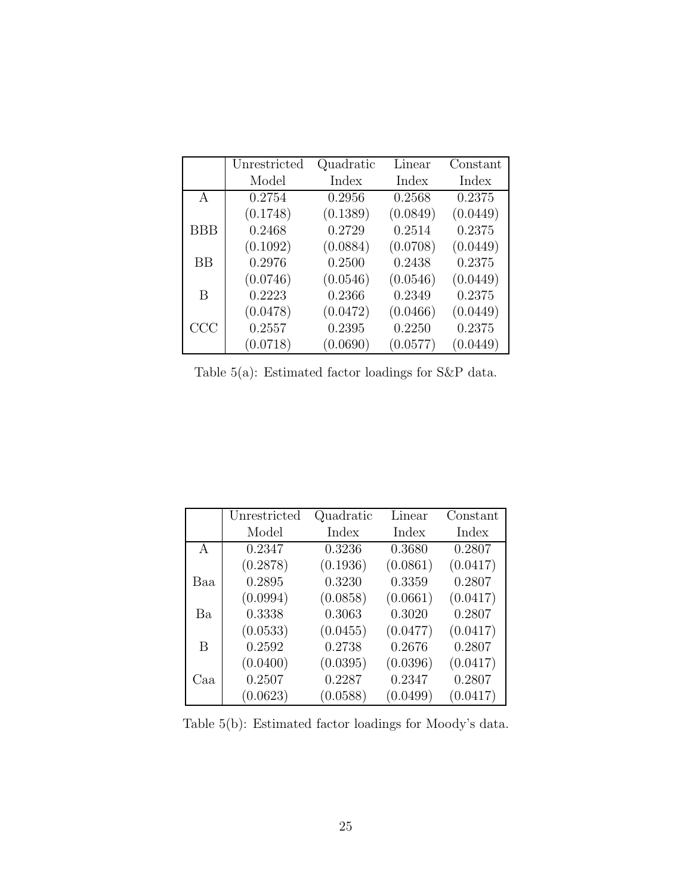| | Unrestricted Model | Quadratic Index | Linear Index | Constant Index |
|---|---|---|---|---|
| A | 0.2754 | 0.2956 | 0.2568 | 0.2375 |
| | (0.1748) | (0.1389) | (0.0849) | (0.0449) |
| BBB | 0.2468 | 0.2729 | 0.2514 | 0.2375 |
| | (0.1092) | (0.0884) | (0.0708) | (0.0449) |
| BB | 0.2976 | 0.2500 | 0.2438 | 0.2375 |
| | (0.0746) | (0.0546) | (0.0546) | (0.0449) |
| B | 0.2223 | 0.2366 | 0.2349 | 0.2375 |
| | (0.0478) | (0.0472) | (0.0466) | (0.0449) |
| CCC | 0.2557 | 0.2395 | 0.2250 | 0.2375 |
| | (0.0718) | (0.0690) | (0.0577) | (0.0449) |

Table 5(a): Estimated factor loadings for S&P data.

| | Unrestricted Model | Quadratic Index | Linear Index | Constant Index |
|---|---|---|---|---|
| A | 0.2347 | 0.3236 | 0.3680 | 0.2807 |
| | (0.2878) | (0.1936) | (0.0861) | (0.0417) |
| Baa | 0.2895 | 0.3230 | 0.3359 | 0.2807 |
| | (0.0994) | (0.0858) | (0.0661) | (0.0417) |
| Ba | 0.3338 | 0.3063 | 0.3020 | 0.2807 |
| | (0.0533) | (0.0455) | (0.0477) | (0.0417) |
| B | 0.2592 | 0.2738 | 0.2676 | 0.2807 |
| | (0.0400) | (0.0395) | (0.0396) | (0.0417) |
| Caa | 0.2507 | 0.2287 | 0.2347 | 0.2807 |
| | (0.0623) | (0.0588) | (0.0499) | (0.0417) |

Table 5(b): Estimated factor loadings for Moody's data.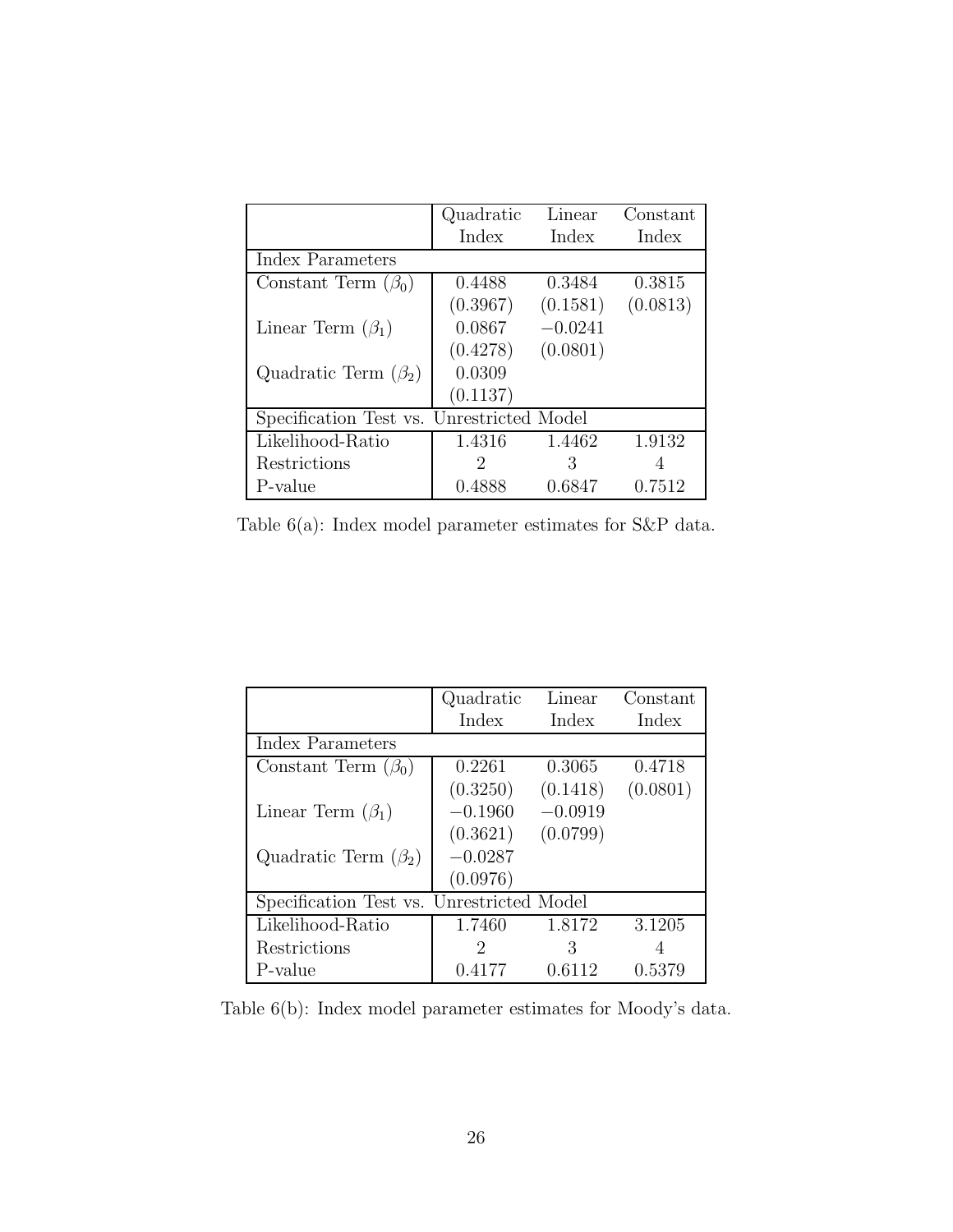| | Quadratic Index | Linear Index | Constant Index |
|---|---|---|---|
| Index Parameters | | | |
| Constant Term ($\beta_0$) | 0.4488 | 0.3484 | 0.3815 |
| | (0.3967) | (0.1581) | (0.0813) |
| Linear Term ($\beta_1$) | 0.0867 | $-0.0241$ | |
| | (0.4278) | (0.0801) | |
| Quadratic Term ($\beta_2$) | 0.0309 | | |
| | (0.1137) | | |
| Specification Test vs. Unrestricted Model | | | |
| Likelihood-Ratio | 1.4316 | 1.4462 | 1.9132 |
| Restrictions | 2 | 3 | 4 |
| P-value | 0.4888 | 0.6847 | 0.7512 |

Table 6(a): Index model parameter estimates for S&P data.

| | Quadratic Index | Linear Index | Constant Index |
|---|---|---|---|
| Index Parameters | | | |
| Constant Term ($\beta_0$) | 0.2261 | 0.3065 | 0.4718 |
| | (0.3250) | (0.1418) | (0.0801) |
| Linear Term ($\beta_1$) | $-0.1960$ | $-0.0919$ | |
| | (0.3621) | (0.0799) | |
| Quadratic Term ($\beta_2$) | $-0.0287$ | | |
| | (0.0976) | | |
| Specification Test vs. Unrestricted Model | | | |
| Likelihood-Ratio | 1.7460 | 1.8172 | 3.1205 |
| Restrictions | 2 | 3 | 4 |
| P-value | 0.4177 | 0.6112 | 0.5379 |

Table 6(b): Index model parameter estimates for Moody's data.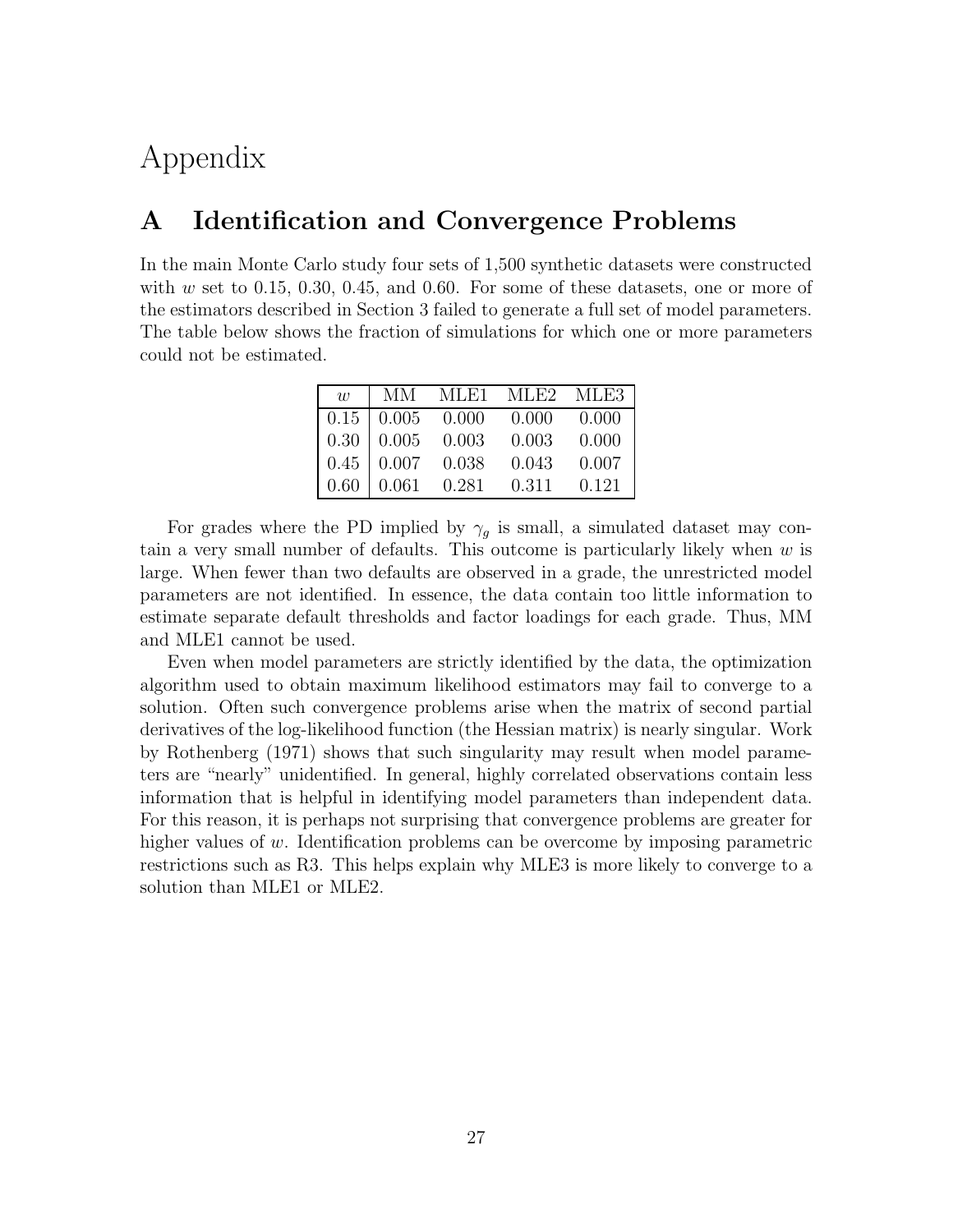# Appendix

## A Identification and Convergence Problems

In the main Monte Carlo study four sets of 1,500 synthetic datasets were constructed with $w$ set to 0.15, 0.30, 0.45, and 0.60. For some of these datasets, one or more of the estimators described in Section 3 failed to generate a full set of model parameters. The table below shows the fraction of simulations for which one or more parameters could not be estimated.

| $w$ | MM | MLE1 | MLE2 | MLE3 |
|---|---|---|---|---|
| 0.15 | 0.005 | 0.000 | 0.000 | 0.000 |
| 0.30 | 0.005 | 0.003 | 0.003 | 0.000 |
| 0.45 | 0.007 | 0.038 | 0.043 | 0.007 |
| 0.60 | 0.061 | 0.281 | 0.311 | 0.121 |

For grades where the PD implied by $\gamma_g$ is small, a simulated dataset may contain a very small number of defaults. This outcome is particularly likely when $w$ is large. When fewer than two defaults are observed in a grade, the unrestricted model parameters are not identified. In essence, the data contain too little information to estimate separate default thresholds and factor loadings for each grade. Thus, MM and MLE1 cannot be used.

Even when model parameters are strictly identified by the data, the optimization algorithm used to obtain maximum likelihood estimators may fail to converge to a solution. Often such convergence problems arise when the matrix of second partial derivatives of the log-likelihood function (the Hessian matrix) is nearly singular. Work by Rothenberg (1971) shows that such singularity may result when model parameters are "nearly" unidentified. In general, highly correlated observations contain less information that is helpful in identifying model parameters than independent data. For this reason, it is perhaps not surprising that convergence problems are greater for higher values of $w$. Identification problems can be overcome by imposing parametric restrictions such as R3. This helps explain why MLE3 is more likely to converge to a solution than MLE1 or MLE2.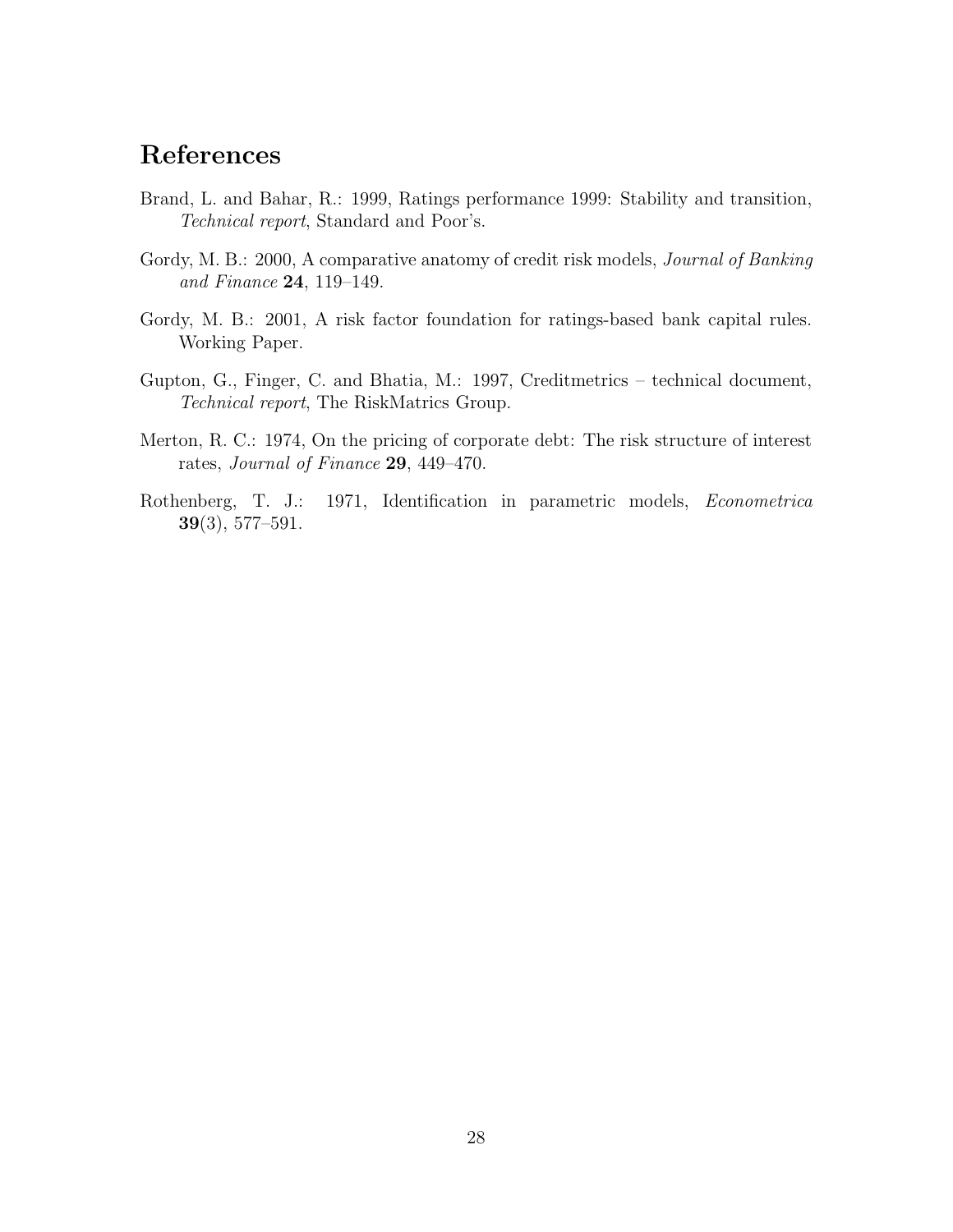# References

Brand, L. and Bahar, R.: 1999, Ratings performance 1999: Stability and transition, *Technical report*, Standard and Poor's.

Gordy, M. B.: 2000, A comparative anatomy of credit risk models, *Journal of Banking and Finance* **24**, 119–149.

Gordy, M. B.: 2001, A risk factor foundation for ratings-based bank capital rules. Working Paper.

Gupton, G., Finger, C. and Bhatia, M.: 1997, Creditmetrics – technical document, *Technical report*, The RiskMatrics Group.

Merton, R. C.: 1974, On the pricing of corporate debt: The risk structure of interest rates, *Journal of Finance* **29**, 449–470.

Rothenberg, T. J.: 1971, Identification in parametric models, *Econometrica* **39**(3), 577–591.